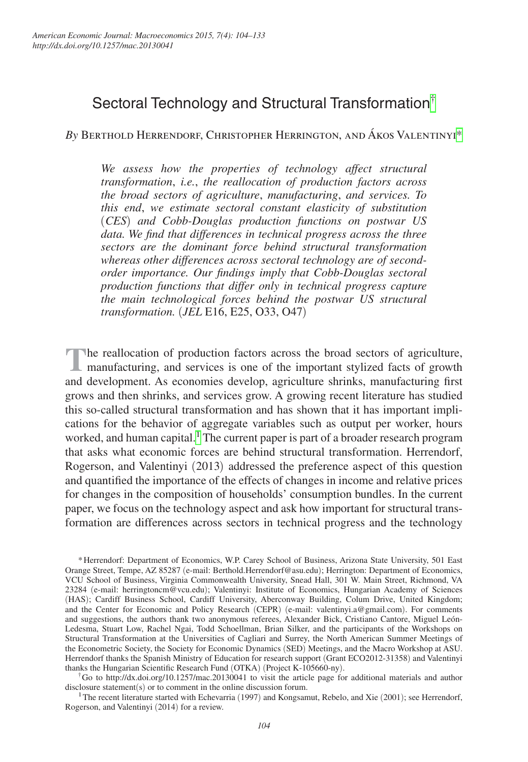# Sectoral Technology and Structural Transformation[†]

*By* Berthold Herrendorf, Christopher Herrington, and Ákos Valentinyi[*]

*We assess how the properties of technology affect structural transformation, i.e., the reallocation of production factors across the broad sectors of agriculture, manufacturing, and services. To this end, we estimate sectoral constant elasticity of substitution (CES) and Cobb-Douglas production functions on postwar US data. We find that differences in technical progress across the three sectors are the dominant force behind structural transformation whereas other differences across sectoral technology are of second-order importance. Our findings imply that Cobb-Douglas sectoral production functions that differ only in technical progress capture the main technological forces behind the postwar US structural transformation.* (*JEL* E16, E25, O33, O47)

The reallocation of production factors across the broad sectors of agriculture, manufacturing, and services is one of the important stylized facts of growth and development. As economies develop, agriculture shrinks, manufacturing first grows and then shrinks, and services grow. A growing recent literature has studied this so-called structural transformation and has shown that it has important implications for the behavior of aggregate variables such as output per worker, hours worked, and human capital.[1] The current paper is part of a broader research program that asks what economic forces are behind structural transformation. Herrendorf, Rogerson, and Valentinyi (2013) addressed the preference aspect of this question and quantified the importance of the effects of changes in income and relative prices for changes in the composition of households' consumption bundles. In the current paper, we focus on the technology aspect and ask how important for structural transformation are differences across sectors in technical progress and the technology

---

[*] Herrendorf: Department of Economics, W.P. Carey School of Business, Arizona State University, 501 East Orange Street, Tempe, AZ 85287 (e-mail: Berthold.Herrendorf@asu.edu); Herrington: Department of Economics, VCU School of Business, Virginia Commonwealth University, Snead Hall, 301 W. Main Street, Richmond, VA 23284 (e-mail: herringtoncm@vcu.edu); Valentinyi: Institute of Economics, Hungarian Academy of Sciences (HAS); Cardiff Business School, Cardiff University, Aberconway Building, Colum Drive, United Kingdom; and the Center for Economic and Policy Research (CEPR) (e-mail: valentinyi.a@gmail.com). For comments and suggestions, the authors thank two anonymous referees, Alexander Bick, Cristiano Cantore, Miguel León-Ledesma, Stuart Low, Rachel Ngai, Todd Schoellman, Brian Silker, and the participants of the Workshops on Structural Transformation at the Universities of Cagliari and Surrey, the North American Summer Meetings of the Econometric Society, the Society for Economic Dynamics (SED) Meetings, and the Macro Workshop at ASU. Herrendorf thanks the Spanish Ministry of Education for research support (Grant ECO2012-31358) and Valentinyi thanks the Hungarian Scientific Research Fund (OTKA) (Project K-105660-ny).

[†] Go to http://dx.doi.org/10.1257/mac.20130041 to visit the article page for additional materials and author disclosure statement(s) or to comment in the online discussion forum.

[1] The recent literature started with Echevarria (1997) and Kongsamut, Rebelo, and Xie (2001); see Herrendorf, Rogerson, and Valentinyi (2014) for a review.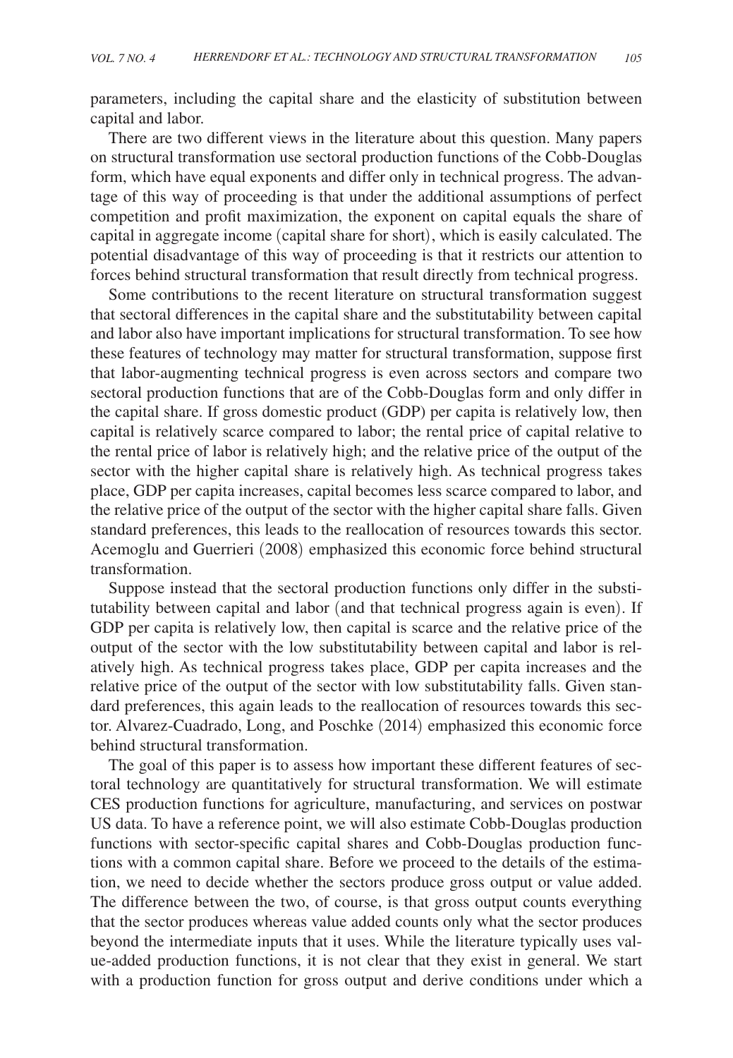parameters, including the capital share and the elasticity of substitution between capital and labor.

There are two different views in the literature about this question. Many papers on structural transformation use sectoral production functions of the Cobb-Douglas form, which have equal exponents and differ only in technical progress. The advantage of this way of proceeding is that under the additional assumptions of perfect competition and profit maximization, the exponent on capital equals the share of capital in aggregate income (capital share for short), which is easily calculated. The potential disadvantage of this way of proceeding is that it restricts our attention to forces behind structural transformation that result directly from technical progress.

Some contributions to the recent literature on structural transformation suggest that sectoral differences in the capital share and the substitutability between capital and labor also have important implications for structural transformation. To see how these features of technology may matter for structural transformation, suppose first that labor-augmenting technical progress is even across sectors and compare two sectoral production functions that are of the Cobb-Douglas form and only differ in the capital share. If gross domestic product (GDP) per capita is relatively low, then capital is relatively scarce compared to labor; the rental price of capital relative to the rental price of labor is relatively high; and the relative price of the output of the sector with the higher capital share is relatively high. As technical progress takes place, GDP per capita increases, capital becomes less scarce compared to labor, and the relative price of the output of the sector with the higher capital share falls. Given standard preferences, this leads to the reallocation of resources towards this sector. Acemoglu and Guerrieri (2008) emphasized this economic force behind structural transformation.

Suppose instead that the sectoral production functions only differ in the substitutability between capital and labor (and that technical progress again is even). If GDP per capita is relatively low, then capital is scarce and the relative price of the output of the sector with the low substitutability between capital and labor is relatively high. As technical progress takes place, GDP per capita increases and the relative price of the output of the sector with low substitutability falls. Given standard preferences, this again leads to the reallocation of resources towards this sector. Alvarez-Cuadrado, Long, and Poschke (2014) emphasized this economic force behind structural transformation.

The goal of this paper is to assess how important these different features of sectoral technology are quantitatively for structural transformation. We will estimate CES production functions for agriculture, manufacturing, and services on postwar US data. To have a reference point, we will also estimate Cobb-Douglas production functions with sector-specific capital shares and Cobb-Douglas production functions with a common capital share. Before we proceed to the details of the estimation, we need to decide whether the sectors produce gross output or value added. The difference between the two, of course, is that gross output counts everything that the sector produces whereas value added counts only what the sector produces beyond the intermediate inputs that it uses. While the literature typically uses value-added production functions, it is not clear that they exist in general. We start with a production function for gross output and derive conditions under which a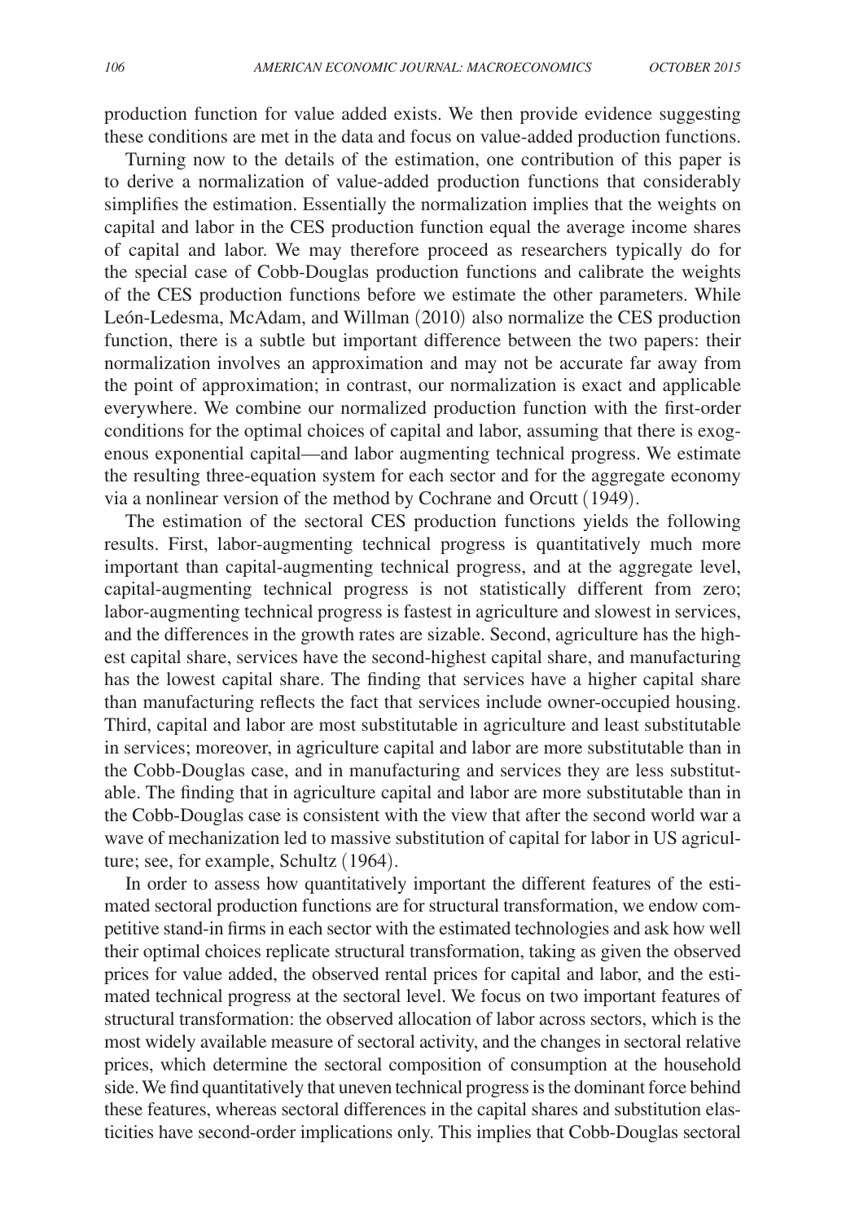production function for value added exists. We then provide evidence suggesting these conditions are met in the data and focus on value-added production functions.

Turning now to the details of the estimation, one contribution of this paper is to derive a normalization of value-added production functions that considerably simplifies the estimation. Essentially the normalization implies that the weights on capital and labor in the CES production function equal the average income shares of capital and labor. We may therefore proceed as researchers typically do for the special case of Cobb-Douglas production functions and calibrate the weights of the CES production functions before we estimate the other parameters. While León-Ledesma, McAdam, and Willman (2010) also normalize the CES production function, there is a subtle but important difference between the two papers: their normalization involves an approximation and may not be accurate far away from the point of approximation; in contrast, our normalization is exact and applicable everywhere. We combine our normalized production function with the first-order conditions for the optimal choices of capital and labor, assuming that there is exogenous exponential capital—and labor augmenting technical progress. We estimate the resulting three-equation system for each sector and for the aggregate economy via a nonlinear version of the method by Cochrane and Orcutt (1949).

The estimation of the sectoral CES production functions yields the following results. First, labor-augmenting technical progress is quantitatively much more important than capital-augmenting technical progress, and at the aggregate level, capital-augmenting technical progress is not statistically different from zero; labor-augmenting technical progress is fastest in agriculture and slowest in services, and the differences in the growth rates are sizable. Second, agriculture has the highest capital share, services have the second-highest capital share, and manufacturing has the lowest capital share. The finding that services have a higher capital share than manufacturing reflects the fact that services include owner-occupied housing. Third, capital and labor are most substitutable in agriculture and least substitutable in services; moreover, in agriculture capital and labor are more substitutable than in the Cobb-Douglas case, and in manufacturing and services they are less substitutable. The finding that in agriculture capital and labor are more substitutable than in the Cobb-Douglas case is consistent with the view that after the second world war a wave of mechanization led to massive substitution of capital for labor in US agriculture; see, for example, Schultz (1964).

In order to assess how quantitatively important the different features of the estimated sectoral production functions are for structural transformation, we endow competitive stand-in firms in each sector with the estimated technologies and ask how well their optimal choices replicate structural transformation, taking as given the observed prices for value added, the observed rental prices for capital and labor, and the estimated technical progress at the sectoral level. We focus on two important features of structural transformation: the observed allocation of labor across sectors, which is the most widely available measure of sectoral activity, and the changes in sectoral relative prices, which determine the sectoral composition of consumption at the household side. We find quantitatively that uneven technical progress is the dominant force behind these features, whereas sectoral differences in the capital shares and substitution elasticities have second-order implications only. This implies that Cobb-Douglas sectoral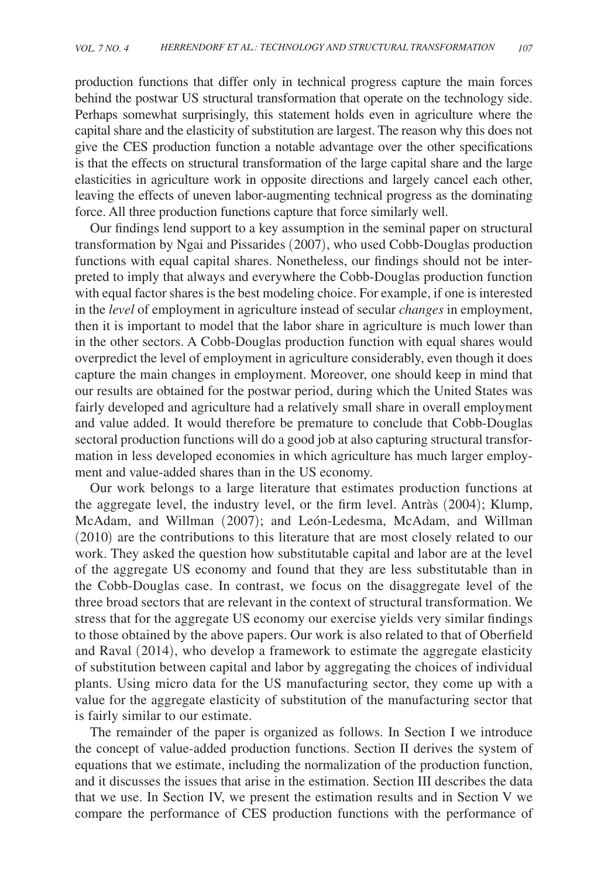production functions that differ only in technical progress capture the main forces behind the postwar US structural transformation that operate on the technology side. Perhaps somewhat surprisingly, this statement holds even in agriculture where the capital share and the elasticity of substitution are largest. The reason why this does not give the CES production function a notable advantage over the other specifications is that the effects on structural transformation of the large capital share and the large elasticities in agriculture work in opposite directions and largely cancel each other, leaving the effects of uneven labor-augmenting technical progress as the dominating force. All three production functions capture that force similarly well.

Our findings lend support to a key assumption in the seminal paper on structural transformation by Ngai and Pissarides (2007), who used Cobb-Douglas production functions with equal capital shares. Nonetheless, our findings should not be interpreted to imply that always and everywhere the Cobb-Douglas production function with equal factor shares is the best modeling choice. For example, if one is interested in the *level* of employment in agriculture instead of secular *changes* in employment, then it is important to model that the labor share in agriculture is much lower than in the other sectors. A Cobb-Douglas production function with equal shares would overpredict the level of employment in agriculture considerably, even though it does capture the main changes in employment. Moreover, one should keep in mind that our results are obtained for the postwar period, during which the United States was fairly developed and agriculture had a relatively small share in overall employment and value added. It would therefore be premature to conclude that Cobb-Douglas sectoral production functions will do a good job at also capturing structural transformation in less developed economies in which agriculture has much larger employment and value-added shares than in the US economy.

Our work belongs to a large literature that estimates production functions at the aggregate level, the industry level, or the firm level. Antràs (2004); Klump, McAdam, and Willman (2007); and León-Ledesma, McAdam, and Willman (2010) are the contributions to this literature that are most closely related to our work. They asked the question how substitutable capital and labor are at the level of the aggregate US economy and found that they are less substitutable than in the Cobb-Douglas case. In contrast, we focus on the disaggregate level of the three broad sectors that are relevant in the context of structural transformation. We stress that for the aggregate US economy our exercise yields very similar findings to those obtained by the above papers. Our work is also related to that of Oberfield and Raval (2014), who develop a framework to estimate the aggregate elasticity of substitution between capital and labor by aggregating the choices of individual plants. Using micro data for the US manufacturing sector, they come up with a value for the aggregate elasticity of substitution of the manufacturing sector that is fairly similar to our estimate.

The remainder of the paper is organized as follows. In Section I we introduce the concept of value-added production functions. Section II derives the system of equations that we estimate, including the normalization of the production function, and it discusses the issues that arise in the estimation. Section III describes the data that we use. In Section IV, we present the estimation results and in Section V we compare the performance of CES production functions with the performance of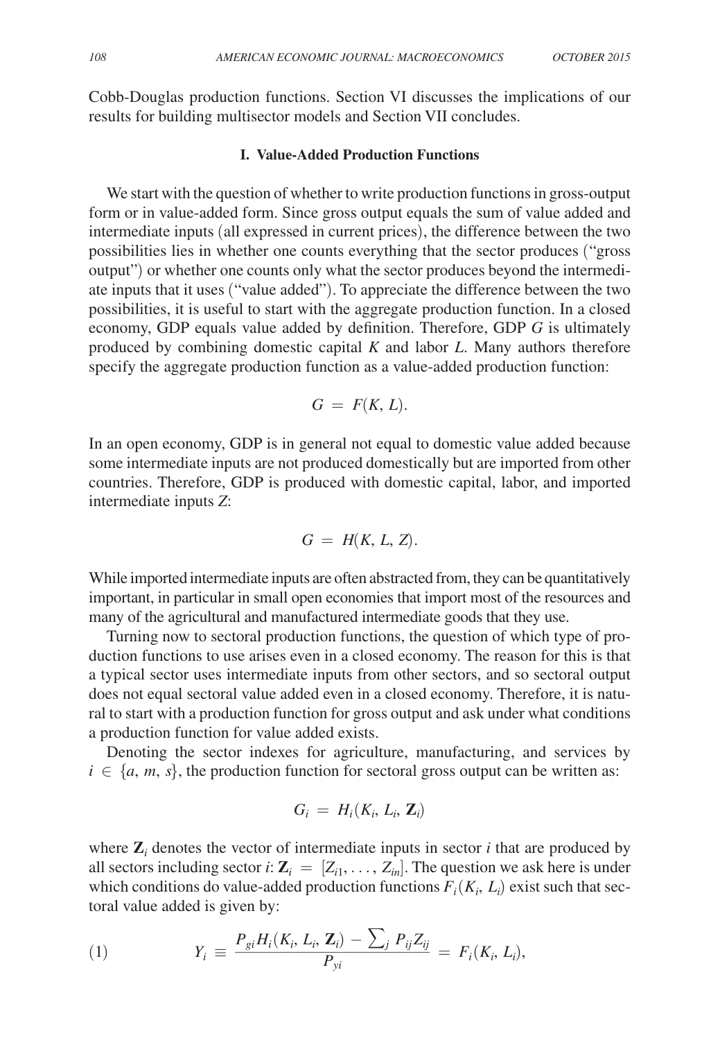Cobb-Douglas production functions. Section VI discusses the implications of our results for building multisector models and Section VII concludes.

## I. Value-Added Production Functions

We start with the question of whether to write production functions in gross-output form or in value-added form. Since gross output equals the sum of value added and intermediate inputs (all expressed in current prices), the difference between the two possibilities lies in whether one counts everything that the sector produces ("gross output") or whether one counts only what the sector produces beyond the intermediate inputs that it uses ("value added"). To appreciate the difference between the two possibilities, it is useful to start with the aggregate production function. In a closed economy, GDP equals value added by definition. Therefore, GDP $G$ is ultimately produced by combining domestic capital $K$ and labor $L$. Many authors therefore specify the aggregate production function as a value-added production function:

$$G = F(K, L).$$

In an open economy, GDP is in general not equal to domestic value added because some intermediate inputs are not produced domestically but are imported from other countries. Therefore, GDP is produced with domestic capital, labor, and imported intermediate inputs $Z$:

$$G = H(K, L, Z).$$

While imported intermediate inputs are often abstracted from, they can be quantitatively important, in particular in small open economies that import most of the resources and many of the agricultural and manufactured intermediate goods that they use.

Turning now to sectoral production functions, the question of which type of production functions to use arises even in a closed economy. The reason for this is that a typical sector uses intermediate inputs from other sectors, and so sectoral output does not equal sectoral value added even in a closed economy. Therefore, it is natural to start with a production function for gross output and ask under what conditions a production function for value added exists.

Denoting the sector indexes for agriculture, manufacturing, and services by $i \in \{a, m, s\}$, the production function for sectoral gross output can be written as:

$$G_i = H_i(K_i, L_i, \mathbf{Z}_i)$$

where $\mathbf{Z}_i$ denotes the vector of intermediate inputs in sector $i$ that are produced by all sectors including sector $i$: $\mathbf{Z}_i = [Z_{i1}, \ldots, Z_{in}]$. The question we ask here is under which conditions do value-added production functions $F_i(K_i, L_i)$ exist such that sectoral value added is given by:

$$(1) \qquad Y_i \equiv \frac{P_{gi} H_i(K_i, L_i, \mathbf{Z}_i) - \sum_j P_{ij} Z_{ij}}{P_{yi}} = F_i(K_i, L_i),$$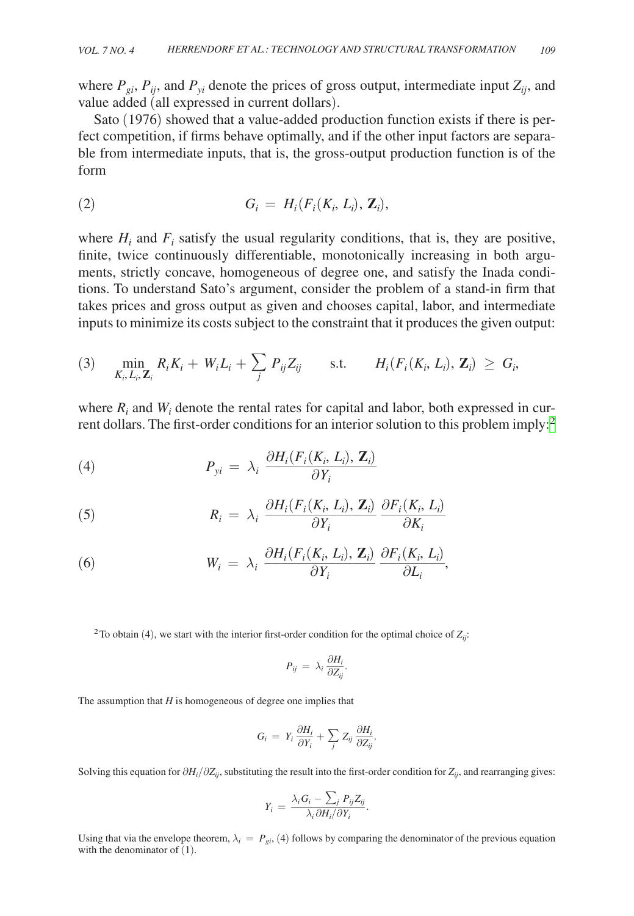where $P_{gi}$, $P_{ij}$, and $P_{yi}$ denote the prices of gross output, intermediate input $Z_{ij}$, and value added (all expressed in current dollars).

Sato (1976) showed that a value-added production function exists if there is perfect competition, if firms behave optimally, and if the other input factors are separable from intermediate inputs, that is, the gross-output production function is of the form

$$G_i = H_i(F_i(K_i, L_i), \mathbf{Z}_i), \tag{2}$$

where $H_i$ and $F_i$ satisfy the usual regularity conditions, that is, they are positive, finite, twice continuously differentiable, monotonically increasing in both arguments, strictly concave, homogeneous of degree one, and satisfy the Inada conditions. To understand Sato's argument, consider the problem of a stand-in firm that takes prices and gross output as given and chooses capital, labor, and intermediate inputs to minimize its costs subject to the constraint that it produces the given output:

$$\min_{K_i, L_i, \mathbf{Z}_i} R_i K_i + W_i L_i + \sum_j P_{ij} Z_{ij} \qquad \text{s.t.} \qquad H_i(F_i(K_i, L_i), \mathbf{Z}_i) \geq G_i, \tag{3}$$

where $R_i$ and $W_i$ denote the rental rates for capital and labor, both expressed in current dollars. The first-order conditions for an interior solution to this problem imply:[2]

$$P_{yi} = \lambda_i \frac{\partial H_i(F_i(K_i, L_i), \mathbf{Z}_i)}{\partial Y_i} \tag{4}$$

$$R_i = \lambda_i \frac{\partial H_i(F_i(K_i, L_i), \mathbf{Z}_i)}{\partial Y_i} \frac{\partial F_i(K_i, L_i)}{\partial K_i} \tag{5}$$

$$W_i = \lambda_i \frac{\partial H_i(F_i(K_i, L_i), \mathbf{Z}_i)}{\partial Y_i} \frac{\partial F_i(K_i, L_i)}{\partial L_i}, \tag{6}$$

[2] To obtain (4), we start with the interior first-order condition for the optimal choice of $Z_{ij}$:

$$P_{ij} = \lambda_i \frac{\partial H_i}{\partial Z_{ij}}.$$

The assumption that $H$ is homogeneous of degree one implies that

$$G_i = Y_i \frac{\partial H_i}{\partial Y_i} + \sum_j Z_{ij} \frac{\partial H_i}{\partial Z_{ij}}.$$

Solving this equation for $\partial H_i / \partial Z_{ij}$, substituting the result into the first-order condition for $Z_{ij}$, and rearranging gives:

$$Y_i = \frac{\lambda_i G_i - \sum_j P_{ij} Z_{ij}}{\lambda_i \partial H_i / \partial Y_i}.$$

Using that via the envelope theorem, $\lambda_i = P_{gi}$, (4) follows by comparing the denominator of the previous equation with the denominator of (1).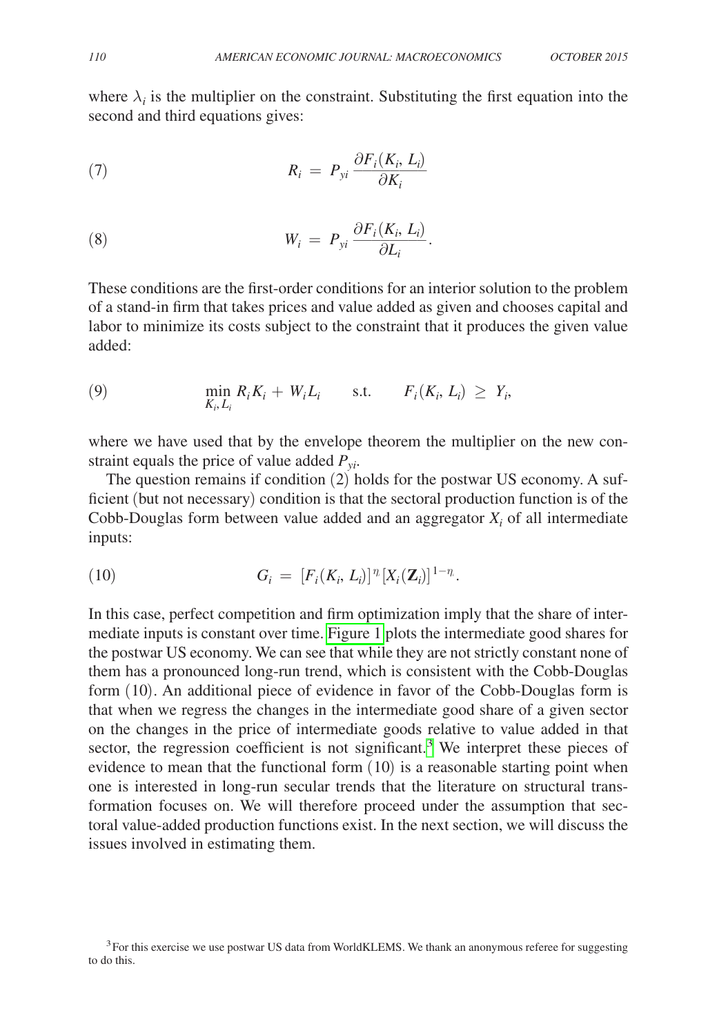where $\lambda_i$ is the multiplier on the constraint. Substituting the first equation into the second and third equations gives:

$$R_i = P_{yi} \frac{\partial F_i(K_i, L_i)}{\partial K_i} \tag{7}$$

$$W_i = P_{yi} \frac{\partial F_i(K_i, L_i)}{\partial L_i}. \tag{8}$$

These conditions are the first-order conditions for an interior solution to the problem of a stand-in firm that takes prices and value added as given and chooses capital and labor to minimize its costs subject to the constraint that it produces the given value added:

$$\min_{K_i, L_i} R_i K_i + W_i L_i \qquad \text{s.t.} \qquad F_i(K_i, L_i) \geq Y_i, \tag{9}$$

where we have used that by the envelope theorem the multiplier on the new constraint equals the price of value added $P_{yi}$.

The question remains if condition (2) holds for the postwar US economy. A sufficient (but not necessary) condition is that the sectoral production function is of the Cobb-Douglas form between value added and an aggregator $X_i$ of all intermediate inputs:

$$G_i = [F_i(K_i, L_i)]^{\eta_i} [X_i(\mathbf{Z}_i)]^{1-\eta_i}. \tag{10}$$

In this case, perfect competition and firm optimization imply that the share of intermediate inputs is constant over time. Figure 1 plots the intermediate good shares for the postwar US economy. We can see that while they are not strictly constant none of them has a pronounced long-run trend, which is consistent with the Cobb-Douglas form (10). An additional piece of evidence in favor of the Cobb-Douglas form is that when we regress the changes in the intermediate good share of a given sector on the changes in the price of intermediate goods relative to value added in that sector, the regression coefficient is not significant.[3] We interpret these pieces of evidence to mean that the functional form (10) is a reasonable starting point when one is interested in long-run secular trends that the literature on structural transformation focuses on. We will therefore proceed under the assumption that sectoral value-added production functions exist. In the next section, we will discuss the issues involved in estimating them.

[3] For this exercise we use postwar US data from WorldKLEMS. We thank an anonymous referee for suggesting to do this.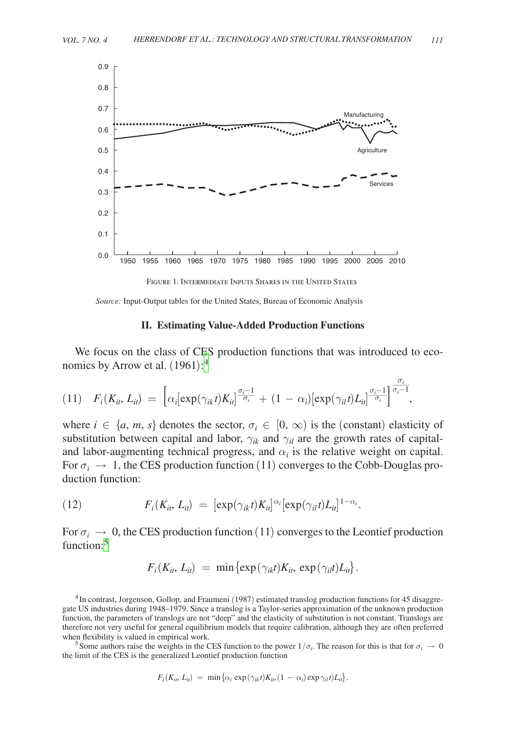Figure 1. Intermediate Inputs Shares in the United States

*Source:* Input-Output tables for the United States, Bureau of Economic Analysis

## II. Estimating Value-Added Production Functions

We focus on the class of CES production functions that was introduced to economics by Arrow et al. (1961):[4]

$$(11) \quad F_i(K_{it}, L_{it}) = \left[\alpha_i[\exp(\gamma_{ik}t)K_{it}]^{\frac{\sigma_i - 1}{\sigma_i}} + (1 - \alpha_i)[\exp(\gamma_{il}t)L_{it}]^{\frac{\sigma_i - 1}{\sigma_i}}\right]^{\frac{\sigma_i}{\sigma_i - 1}},$$

where $i \in \{a, m, s\}$ denotes the sector, $\sigma_i \in [0, \infty)$ is the (constant) elasticity of substitution between capital and labor, $\gamma_{ik}$ and $\gamma_{il}$ are the growth rates of capital- and labor-augmenting technical progress, and $\alpha_i$ is the relative weight on capital. For $\sigma_i \to 1$, the CES production function (11) converges to the Cobb-Douglas production function:

$$(12) \qquad F_i(K_{it}, L_{it}) = [\exp(\gamma_{ik}t)K_{it}]^{\alpha_i}[\exp(\gamma_{il}t)L_{it}]^{1-\alpha_i}.$$

For $\sigma_i \to 0$, the CES production function (11) converges to the Leontief production function:[5]

$$F_i(K_{it}, L_{it}) = \min\{\exp(\gamma_{ik}t)K_{it}, \exp(\gamma_{il}t)L_{it}\}.$$

[4] In contrast, Jorgenson, Gollop, and Fraumeni (1987) estimated translog production functions for 45 disaggregate US industries during 1948–1979. Since a translog is a Taylor-series approximation of the unknown production function, the parameters of translogs are not "deep" and the elasticity of substitution is not constant. Translogs are therefore not very useful for general equilibrium models that require calibration, although they are often preferred when flexibility is valued in empirical work.

[5] Some authors raise the weights in the CES function to the power $1/\sigma_i$. The reason for this is that for $\sigma_i \to 0$ the limit of the CES is the generalized Leontief production function

$$F_i(K_{it}, L_{it}) = \min\{\alpha_i \exp(\gamma_{ik}t)K_{it}, (1 - \alpha_i)\exp\gamma_{il}t)L_{it}\}.$$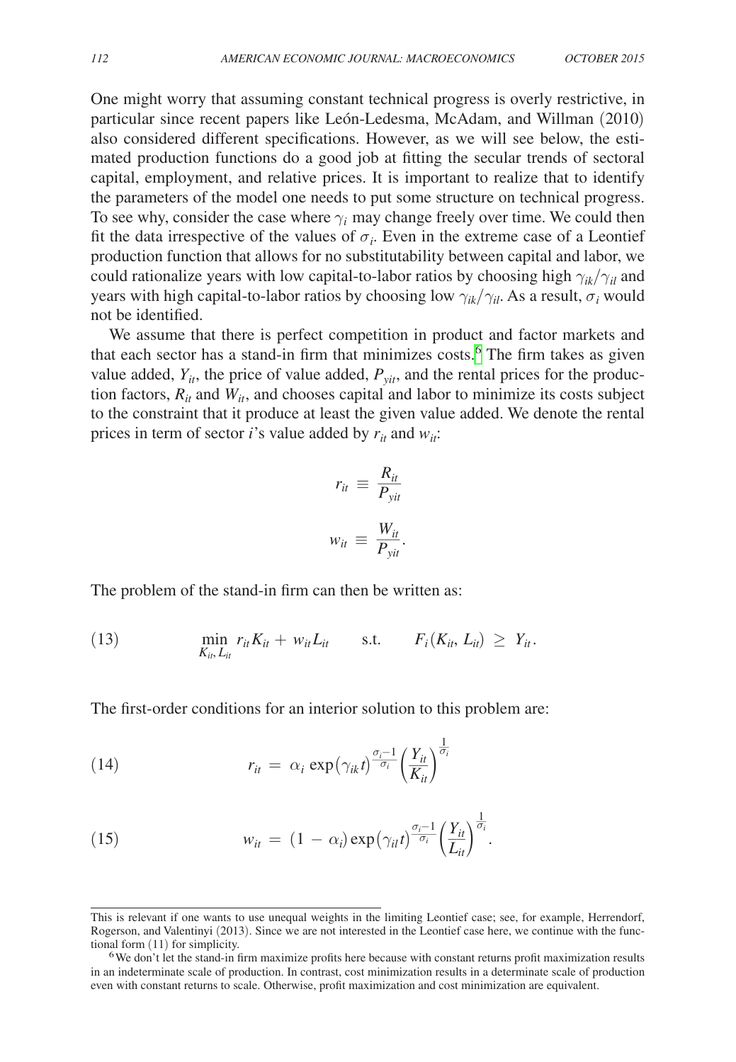One might worry that assuming constant technical progress is overly restrictive, in particular since recent papers like León-Ledesma, McAdam, and Willman (2010) also considered different specifications. However, as we will see below, the estimated production functions do a good job at fitting the secular trends of sectoral capital, employment, and relative prices. It is important to realize that to identify the parameters of the model one needs to put some structure on technical progress. To see why, consider the case where $\gamma_i$ may change freely over time. We could then fit the data irrespective of the values of $\sigma_i$. Even in the extreme case of a Leontief production function that allows for no substitutability between capital and labor, we could rationalize years with low capital-to-labor ratios by choosing high $\gamma_{ik}/\gamma_{il}$ and years with high capital-to-labor ratios by choosing low $\gamma_{ik}/\gamma_{il}$. As a result, $\sigma_i$ would not be identified.

We assume that there is perfect competition in product and factor markets and that each sector has a stand-in firm that minimizes costs.[6] The firm takes as given value added, $Y_{it}$, the price of value added, $P_{yit}$, and the rental prices for the production factors, $R_{it}$ and $W_{it}$, and chooses capital and labor to minimize its costs subject to the constraint that it produce at least the given value added. We denote the rental prices in term of sector $i$'s value added by $r_{it}$ and $w_{it}$:

$$r_{it} \equiv \frac{R_{it}}{P_{yit}}$$

$$w_{it} \equiv \frac{W_{it}}{P_{yit}}.$$

The problem of the stand-in firm can then be written as:

$$\min_{K_{it}, L_{it}} r_{it}K_{it} + w_{it}L_{it} \qquad \text{s.t.} \qquad F_i(K_{it}, L_{it}) \geq Y_{it}. \tag{13}$$

The first-order conditions for an interior solution to this problem are:

$$r_{it} = \alpha_i \exp(\gamma_{ik}t)^{\frac{\sigma_i - 1}{\sigma_i}} \left(\frac{Y_{it}}{K_{it}}\right)^{\frac{1}{\sigma_i}} \tag{14}$$

$$w_{it} = (1 - \alpha_i)\exp(\gamma_{il}t)^{\frac{\sigma_i - 1}{\sigma_i}} \left(\frac{Y_{it}}{L_{it}}\right)^{\frac{1}{\sigma_i}}. \tag{15}$$

---

This is relevant if one wants to use unequal weights in the limiting Leontief case; see, for example, Herrendorf, Rogerson, and Valentinyi (2013). Since we are not interested in the Leontief case here, we continue with the functional form (11) for simplicity.

[6] We don't let the stand-in firm maximize profits here because with constant returns profit maximization results in an indeterminate scale of production. In contrast, cost minimization results in a determinate scale of production even with constant returns to scale. Otherwise, profit maximization and cost minimization are equivalent.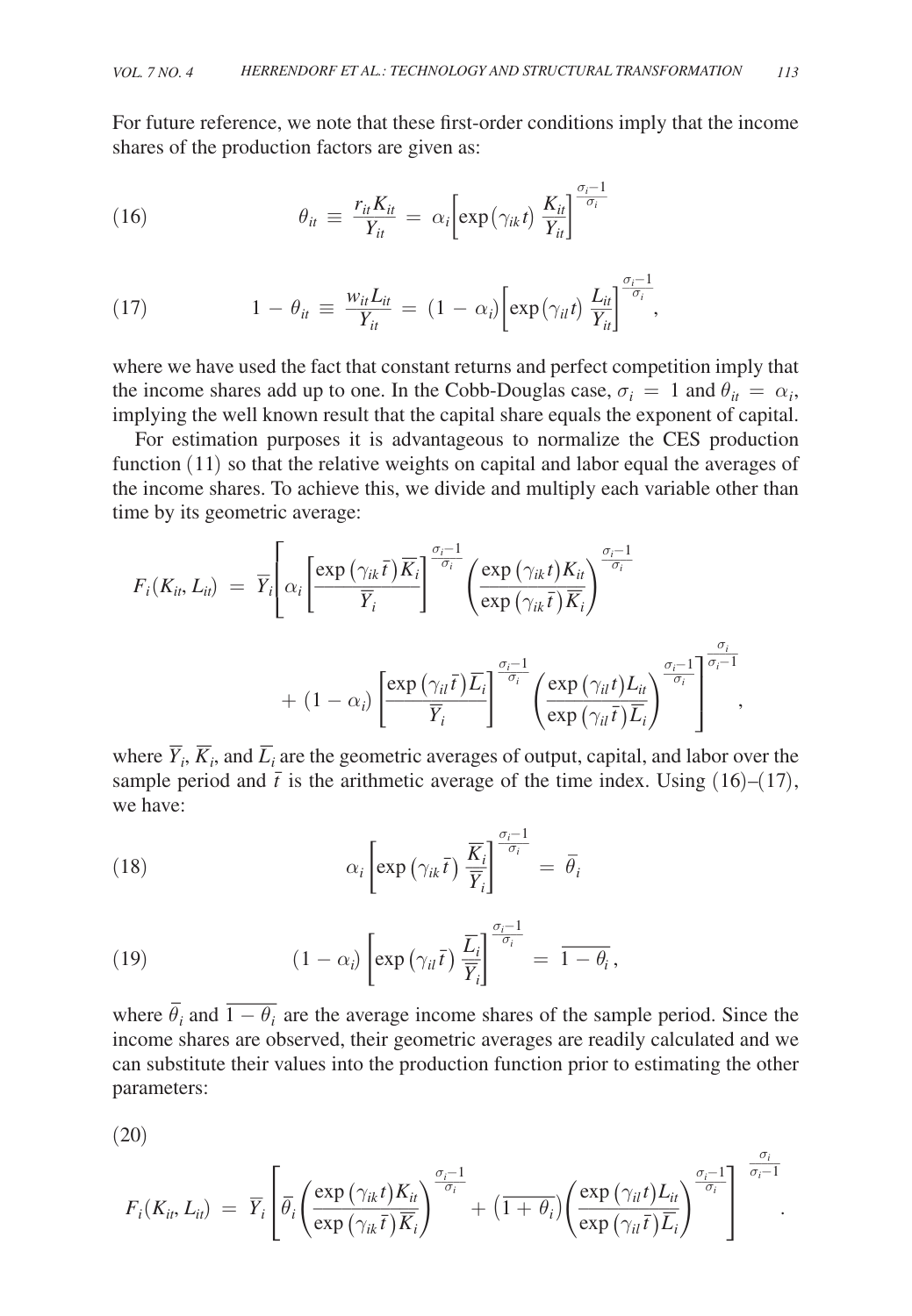For future reference, we note that these first-order conditions imply that the income shares of the production factors are given as:

$$\theta_{it} \equiv \frac{r_{it} K_{it}}{Y_{it}} = \alpha_i \left[ \exp(\gamma_{ik} t) \frac{K_{it}}{Y_{it}} \right]^{\frac{\sigma_i - 1}{\sigma_i}} \tag{16}$$

$$1 - \theta_{it} \equiv \frac{w_{it} L_{it}}{Y_{it}} = (1 - \alpha_i) \left[ \exp(\gamma_{il} t) \frac{L_{it}}{Y_{it}} \right]^{\frac{\sigma_i - 1}{\sigma_i}}, \tag{17}$$

where we have used the fact that constant returns and perfect competition imply that the income shares add up to one. In the Cobb-Douglas case, $\sigma_i = 1$ and $\theta_{it} = \alpha_i$, implying the well known result that the capital share equals the exponent of capital.

For estimation purposes it is advantageous to normalize the CES production function (11) so that the relative weights on capital and labor equal the averages of the income shares. To achieve this, we divide and multiply each variable other than time by its geometric average:

$$F_i(K_{it}, L_{it}) = \overline{Y}_i \left[ \alpha_i \left[ \frac{\exp(\gamma_{ik} \bar{t}) \overline{K}_i}{\overline{Y}_i} \right]^{\frac{\sigma_i - 1}{\sigma_i}} \left( \frac{\exp(\gamma_{ik} t) K_{it}}{\exp(\gamma_{ik} \bar{t}) \overline{K}_i} \right)^{\frac{\sigma_i - 1}{\sigma_i}} + (1 - \alpha_i) \left[ \frac{\exp(\gamma_{il} \bar{t}) \overline{L}_i}{\overline{Y}_i} \right]^{\frac{\sigma_i - 1}{\sigma_i}} \left( \frac{\exp(\gamma_{il} t) L_{it}}{\exp(\gamma_{il} \bar{t}) \overline{L}_i} \right)^{\frac{\sigma_i - 1}{\sigma_i}} \right]^{\frac{\sigma_i}{\sigma_i - 1}},$$

where $\overline{Y}_i$, $\overline{K}_i$, and $\overline{L}_i$ are the geometric averages of output, capital, and labor over the sample period and $\bar{t}$ is the arithmetic average of the time index. Using (16)–(17), we have:

$$\alpha_i \left[ \exp(\gamma_{ik} \bar{t}) \frac{\overline{K}_i}{\overline{Y}_i} \right]^{\frac{\sigma_i - 1}{\sigma_i}} = \overline{\theta}_i \tag{18}$$

$$(1 - \alpha_i) \left[ \exp(\gamma_{il} \bar{t}) \frac{\overline{L}_i}{\overline{Y}_i} \right]^{\frac{\sigma_i - 1}{\sigma_i}} = \overline{1 - \theta_i}, \tag{19}$$

where $\overline{\theta}_i$ and $\overline{1 - \theta_i}$ are the average income shares of the sample period. Since the income shares are observed, their geometric averages are readily calculated and we can substitute their values into the production function prior to estimating the other parameters:

$$F_i(K_{it}, L_{it}) = \overline{Y}_i \left[ \overline{\theta}_i \left( \frac{\exp(\gamma_{ik} t) K_{it}}{\exp(\gamma_{ik} \bar{t}) \overline{K}_i} \right)^{\frac{\sigma_i - 1}{\sigma_i}} + \left( \overline{1 + \theta_i} \right) \left( \frac{\exp(\gamma_{il} t) L_{it}}{\exp(\gamma_{il} \bar{t}) \overline{L}_i} \right)^{\frac{\sigma_i - 1}{\sigma_i}} \right]^{\frac{\sigma_i}{\sigma_i - 1}}. \tag{20}$$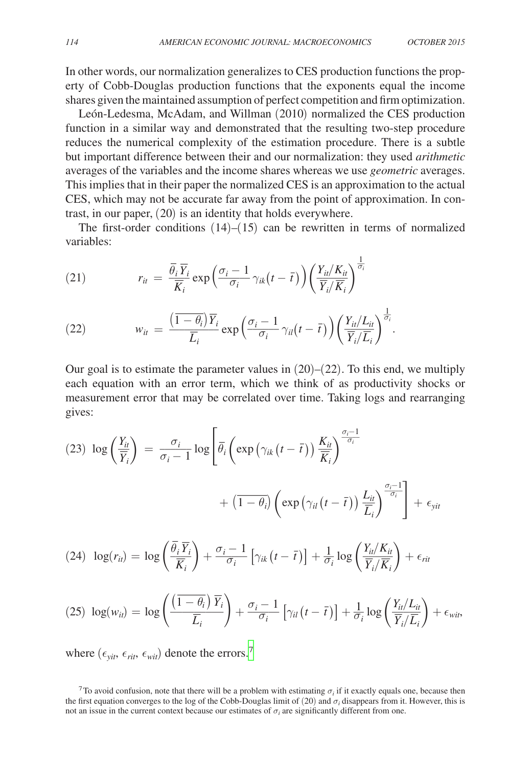In other words, our normalization generalizes to CES production functions the property of Cobb-Douglas production functions that the exponents equal the income shares given the maintained assumption of perfect competition and firm optimization.

León-Ledesma, McAdam, and Willman (2010) normalized the CES production function in a similar way and demonstrated that the resulting two-step procedure reduces the numerical complexity of the estimation procedure. There is a subtle but important difference between their and our normalization: they used *arithmetic* averages of the variables and the income shares whereas we use *geometric* averages. This implies that in their paper the normalized CES is an approximation to the actual CES, which may not be accurate far away from the point of approximation. In contrast, in our paper, (20) is an identity that holds everywhere.

The first-order conditions (14)–(15) can be rewritten in terms of normalized variables:

$$(21) \qquad r_{it} = \frac{\overline{\theta}_i \overline{Y}_i}{\overline{K}_i} \exp\left(\frac{\sigma_i - 1}{\sigma_i} \gamma_{ik}(t - \bar{t})\right) \left(\frac{Y_{it}/K_{it}}{\overline{Y}_i/\overline{K}_i}\right)^{\frac{1}{\sigma_i}}$$

$$(22) \qquad w_{it} = \frac{\left(\overline{1 - \theta_i}\right)\overline{Y}_i}{\overline{L}_i} \exp\left(\frac{\sigma_i - 1}{\sigma_i} \gamma_{il}(t - \bar{t})\right) \left(\frac{Y_{it}/L_{it}}{\overline{Y}_i/\overline{L}_i}\right)^{\frac{1}{\sigma_i}}.$$

Our goal is to estimate the parameter values in (20)–(22). To this end, we multiply each equation with an error term, which we think of as productivity shocks or measurement error that may be correlated over time. Taking logs and rearranging gives:

$$(23) \quad \log\left(\frac{Y_{it}}{\overline{Y}_i}\right) = \frac{\sigma_i}{\sigma_i - 1} \log\left[\overline{\theta}_i \left(\exp\left(\gamma_{ik}\left(t - \bar{t}\right)\right) \frac{K_{it}}{\overline{K}_i}\right)^{\frac{\sigma_i - 1}{\sigma_i}} + \left(\overline{1 - \theta_i}\right) \left(\exp\left(\gamma_{il}\left(t - \bar{t}\right)\right) \frac{L_{it}}{\overline{L}_i}\right)^{\frac{\sigma_i - 1}{\sigma_i}}\right] + \epsilon_{yit}$$

$$(24) \quad \log(r_{it}) = \log\left(\frac{\overline{\theta}_i \overline{Y}_i}{\overline{K}_i}\right) + \frac{\sigma_i - 1}{\sigma_i}\left[\gamma_{ik}\left(t - \bar{t}\right)\right] + \frac{1}{\sigma_i} \log\left(\frac{Y_{it}/K_{it}}{\overline{Y}_i/\overline{K}_i}\right) + \epsilon_{rit}$$

$$(25) \quad \log(w_{it}) = \log\left(\frac{\left(\overline{1 - \theta_i}\right)\overline{Y}_i}{\overline{L}_i}\right) + \frac{\sigma_i - 1}{\sigma_i}\left[\gamma_{il}\left(t - \bar{t}\right)\right] + \frac{1}{\sigma_i} \log\left(\frac{Y_{it}/L_{it}}{\overline{Y}_i/\overline{L}_i}\right) + \epsilon_{wit},$$

where $(\epsilon_{yit}, \epsilon_{rit}, \epsilon_{wit})$ denote the errors.[7]

[7] To avoid confusion, note that there will be a problem with estimating $\sigma_i$ if it exactly equals one, because then the first equation converges to the log of the Cobb-Douglas limit of (20) and $\sigma_i$ disappears from it. However, this is not an issue in the current context because our estimates of $\sigma_i$ are significantly different from one.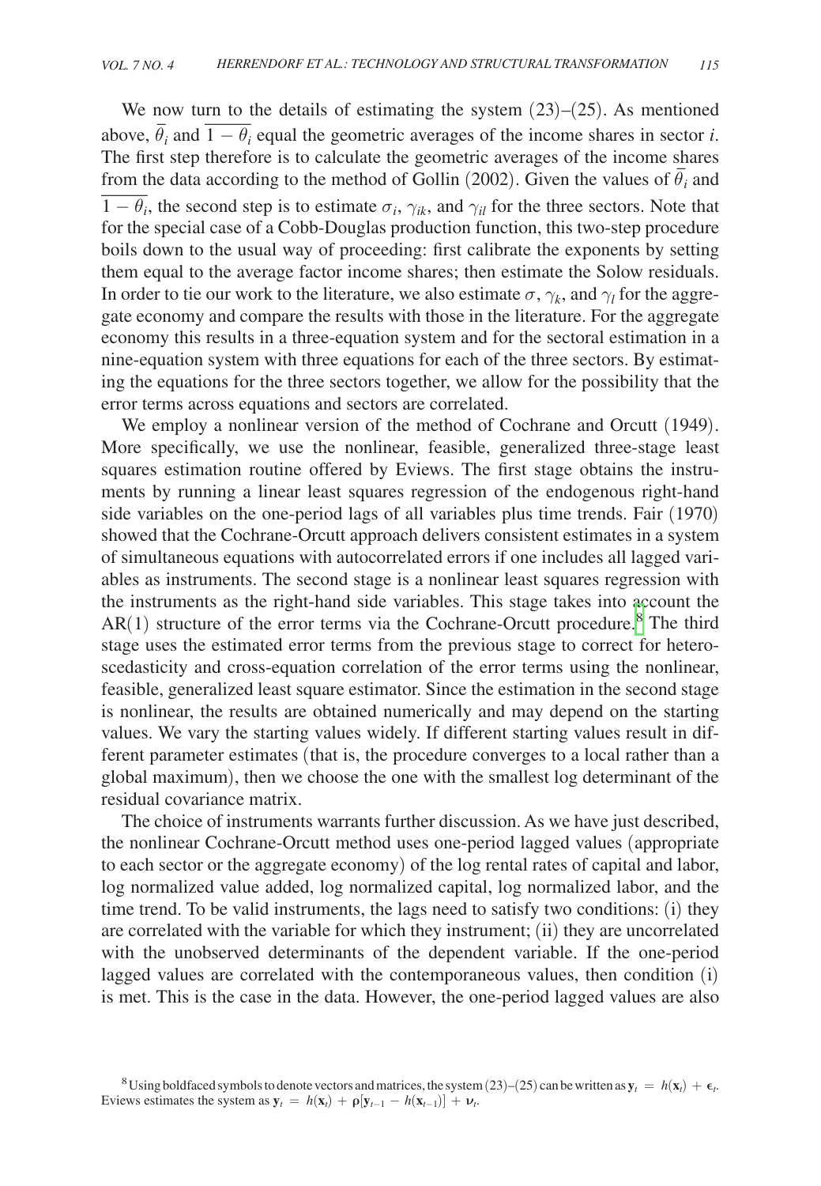We now turn to the details of estimating the system (23)–(25). As mentioned above, $\overline{\theta}_i$ and $\overline{1-\theta_i}$ equal the geometric averages of the income shares in sector $i$. The first step therefore is to calculate the geometric averages of the income shares from the data according to the method of Gollin (2002). Given the values of $\overline{\theta}_i$ and $\overline{1-\theta_i}$, the second step is to estimate $\sigma_i$, $\gamma_{ik}$, and $\gamma_{il}$ for the three sectors. Note that for the special case of a Cobb-Douglas production function, this two-step procedure boils down to the usual way of proceeding: first calibrate the exponents by setting them equal to the average factor income shares; then estimate the Solow residuals. In order to tie our work to the literature, we also estimate $\sigma$, $\gamma_k$, and $\gamma_l$ for the aggregate economy and compare the results with those in the literature. For the aggregate economy this results in a three-equation system and for the sectoral estimation in a nine-equation system with three equations for each of the three sectors. By estimating the equations for the three sectors together, we allow for the possibility that the error terms across equations and sectors are correlated.

We employ a nonlinear version of the method of Cochrane and Orcutt (1949). More specifically, we use the nonlinear, feasible, generalized three-stage least squares estimation routine offered by Eviews. The first stage obtains the instruments by running a linear least squares regression of the endogenous right-hand side variables on the one-period lags of all variables plus time trends. Fair (1970) showed that the Cochrane-Orcutt approach delivers consistent estimates in a system of simultaneous equations with autocorrelated errors if one includes all lagged variables as instruments. The second stage is a nonlinear least squares regression with the instruments as the right-hand side variables. This stage takes into account the AR(1) structure of the error terms via the Cochrane-Orcutt procedure.[8] The third stage uses the estimated error terms from the previous stage to correct for heteroscedasticity and cross-equation correlation of the error terms using the nonlinear, feasible, generalized least square estimator. Since the estimation in the second stage is nonlinear, the results are obtained numerically and may depend on the starting values. We vary the starting values widely. If different starting values result in different parameter estimates (that is, the procedure converges to a local rather than a global maximum), then we choose the one with the smallest log determinant of the residual covariance matrix.

The choice of instruments warrants further discussion. As we have just described, the nonlinear Cochrane-Orcutt method uses one-period lagged values (appropriate to each sector or the aggregate economy) of the log rental rates of capital and labor, log normalized value added, log normalized capital, log normalized labor, and the time trend. To be valid instruments, the lags need to satisfy two conditions: (i) they are correlated with the variable for which they instrument; (ii) they are uncorrelated with the unobserved determinants of the dependent variable. If the one-period lagged values are correlated with the contemporaneous values, then condition (i) is met. This is the case in the data. However, the one-period lagged values are also

[8] Using boldfaced symbols to denote vectors and matrices, the system (23)–(25) can be written as $\mathbf{y}_t = h(\mathbf{x}_t) + \boldsymbol{\epsilon}_t$. Eviews estimates the system as $\mathbf{y}_t = h(\mathbf{x}_t) + \boldsymbol{\rho}[\mathbf{y}_{t-1} - h(\mathbf{x}_{t-1})] + \boldsymbol{\nu}_t$.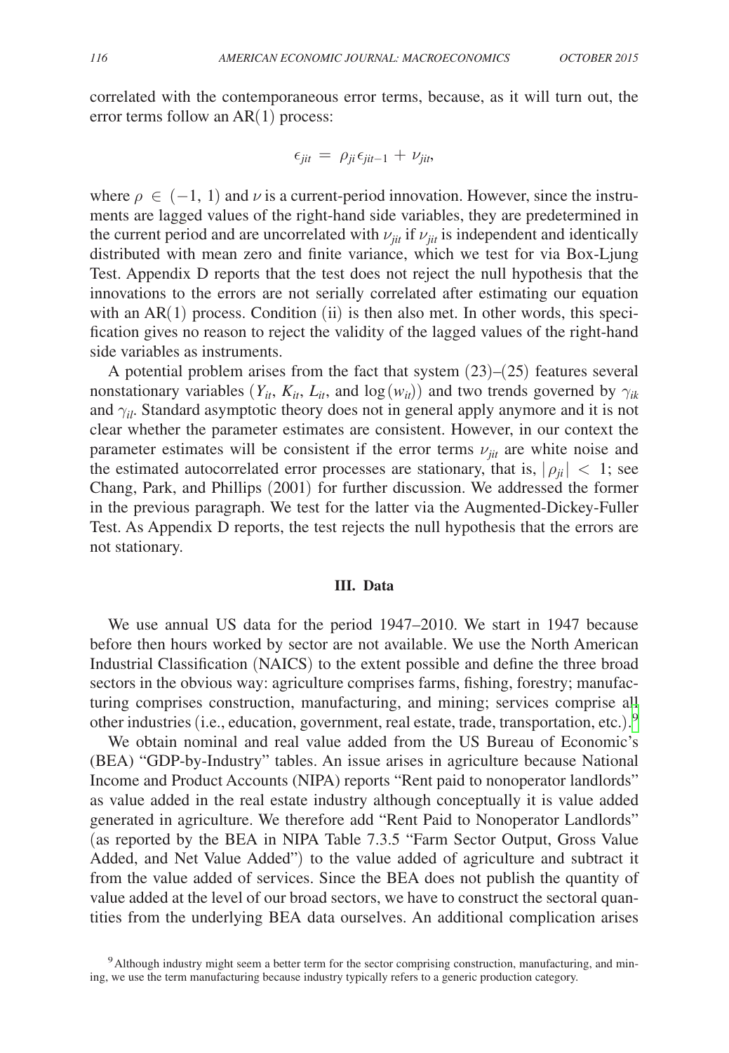correlated with the contemporaneous error terms, because, as it will turn out, the error terms follow an AR(1) process:

$$\epsilon_{jit} = \rho_{ji}\epsilon_{jit-1} + \nu_{jit},$$

where $\rho \in (-1, 1)$ and $\nu$ is a current-period innovation. However, since the instruments are lagged values of the right-hand side variables, they are predetermined in the current period and are uncorrelated with $\nu_{jit}$ if $\nu_{jit}$ is independent and identically distributed with mean zero and finite variance, which we test for via Box-Ljung Test. Appendix D reports that the test does not reject the null hypothesis that the innovations to the errors are not serially correlated after estimating our equation with an AR(1) process. Condition (ii) is then also met. In other words, this specification gives no reason to reject the validity of the lagged values of the right-hand side variables as instruments.

A potential problem arises from the fact that system (23)–(25) features several nonstationary variables ($Y_{it}$, $K_{it}$, $L_{it}$, and $\log(w_{it})$) and two trends governed by $\gamma_{ik}$ and $\gamma_{il}$. Standard asymptotic theory does not in general apply anymore and it is not clear whether the parameter estimates are consistent. However, in our context the parameter estimates will be consistent if the error terms $\nu_{jit}$ are white noise and the estimated autocorrelated error processes are stationary, that is, $|\rho_{ji}| < 1$; see Chang, Park, and Phillips (2001) for further discussion. We addressed the former in the previous paragraph. We test for the latter via the Augmented-Dickey-Fuller Test. As Appendix D reports, the test rejects the null hypothesis that the errors are not stationary.

## III. Data

We use annual US data for the period 1947–2010. We start in 1947 because before then hours worked by sector are not available. We use the North American Industrial Classification (NAICS) to the extent possible and define the three broad sectors in the obvious way: agriculture comprises farms, fishing, forestry; manufacturing comprises construction, manufacturing, and mining; services comprise all other industries (i.e., education, government, real estate, trade, transportation, etc.).[9]

We obtain nominal and real value added from the US Bureau of Economic's (BEA) "GDP-by-Industry" tables. An issue arises in agriculture because National Income and Product Accounts (NIPA) reports "Rent paid to nonoperator landlords" as value added in the real estate industry although conceptually it is value added generated in agriculture. We therefore add "Rent Paid to Nonoperator Landlords" (as reported by the BEA in NIPA Table 7.3.5 "Farm Sector Output, Gross Value Added, and Net Value Added") to the value added of agriculture and subtract it from the value added of services. Since the BEA does not publish the quantity of value added at the level of our broad sectors, we have to construct the sectoral quantities from the underlying BEA data ourselves. An additional complication arises

[9] Although industry might seem a better term for the sector comprising construction, manufacturing, and mining, we use the term manufacturing because industry typically refers to a generic production category.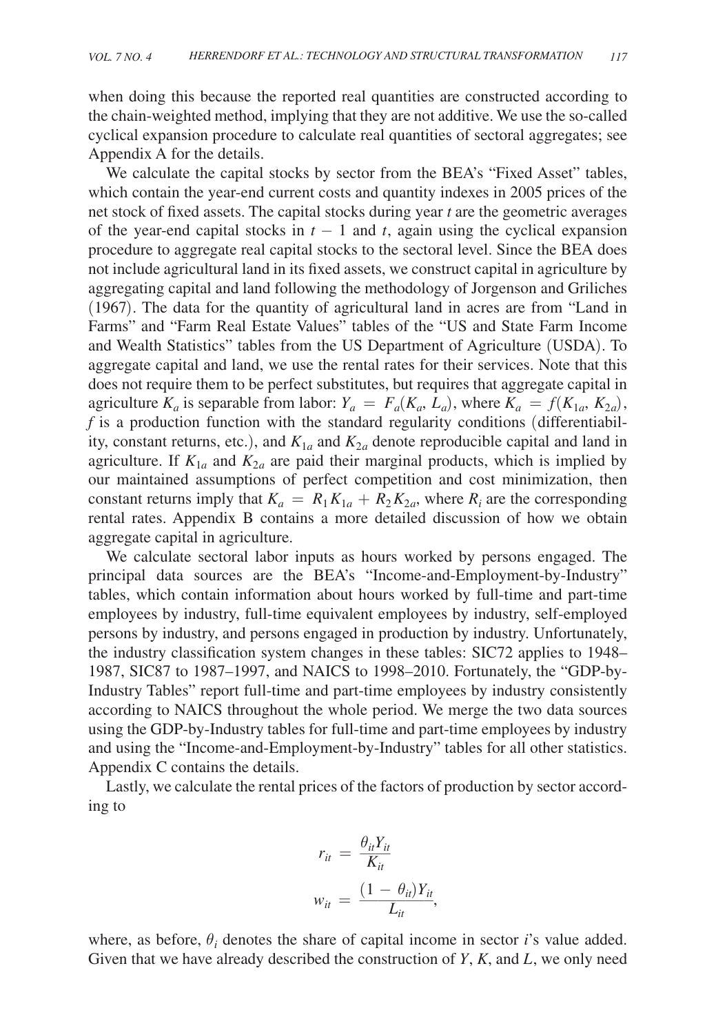when doing this because the reported real quantities are constructed according to the chain-weighted method, implying that they are not additive. We use the so-called cyclical expansion procedure to calculate real quantities of sectoral aggregates; see Appendix A for the details.

We calculate the capital stocks by sector from the BEA's "Fixed Asset" tables, which contain the year-end current costs and quantity indexes in 2005 prices of the net stock of fixed assets. The capital stocks during year $t$ are the geometric averages of the year-end capital stocks in $t - 1$ and $t$, again using the cyclical expansion procedure to aggregate real capital stocks to the sectoral level. Since the BEA does not include agricultural land in its fixed assets, we construct capital in agriculture by aggregating capital and land following the methodology of Jorgenson and Griliches (1967). The data for the quantity of agricultural land in acres are from "Land in Farms" and "Farm Real Estate Values" tables of the "US and State Farm Income and Wealth Statistics" tables from the US Department of Agriculture (USDA). To aggregate capital and land, we use the rental rates for their services. Note that this does not require them to be perfect substitutes, but requires that aggregate capital in agriculture $K_a$ is separable from labor: $Y_a = F_a(K_a, L_a)$, where $K_a = f(K_{1a}, K_{2a})$, $f$ is a production function with the standard regularity conditions (differentiability, constant returns, etc.), and $K_{1a}$ and $K_{2a}$ denote reproducible capital and land in agriculture. If $K_{1a}$ and $K_{2a}$ are paid their marginal products, which is implied by our maintained assumptions of perfect competition and cost minimization, then constant returns imply that $K_a = R_1 K_{1a} + R_2 K_{2a}$, where $R_i$ are the corresponding rental rates. Appendix B contains a more detailed discussion of how we obtain aggregate capital in agriculture.

We calculate sectoral labor inputs as hours worked by persons engaged. The principal data sources are the BEA's "Income-and-Employment-by-Industry" tables, which contain information about hours worked by full-time and part-time employees by industry, full-time equivalent employees by industry, self-employed persons by industry, and persons engaged in production by industry. Unfortunately, the industry classification system changes in these tables: SIC72 applies to 1948–1987, SIC87 to 1987–1997, and NAICS to 1998–2010. Fortunately, the "GDP-by-Industry Tables" report full-time and part-time employees by industry consistently according to NAICS throughout the whole period. We merge the two data sources using the GDP-by-Industry tables for full-time and part-time employees by industry and using the "Income-and-Employment-by-Industry" tables for all other statistics. Appendix C contains the details.

Lastly, we calculate the rental prices of the factors of production by sector according to

$$r_{it} = \frac{\theta_{it} Y_{it}}{K_{it}}$$

$$w_{it} = \frac{(1 - \theta_{it}) Y_{it}}{L_{it}},$$

where, as before, $\theta_i$ denotes the share of capital income in sector $i$'s value added. Given that we have already described the construction of $Y$, $K$, and $L$, we only need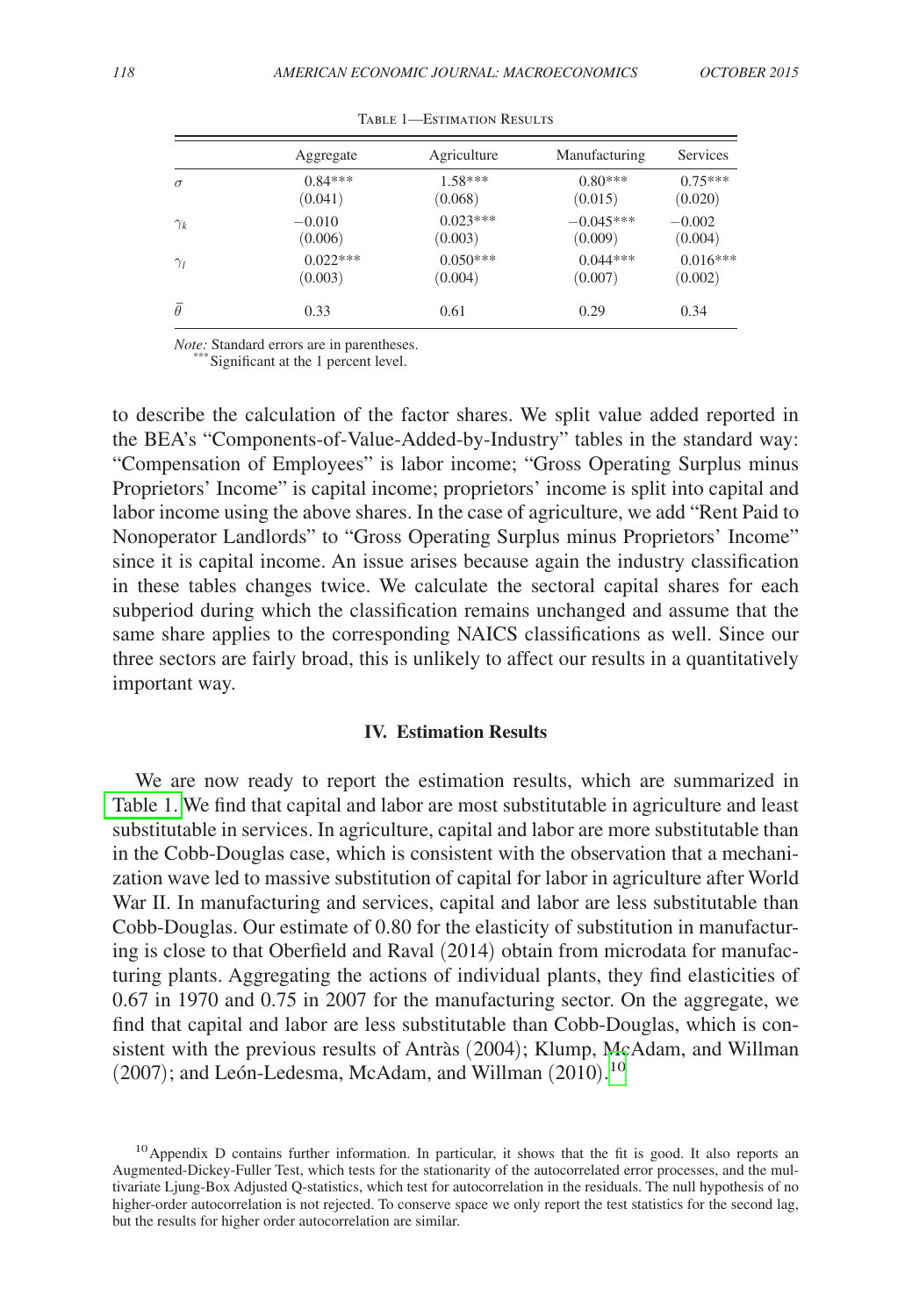Table 1—Estimation Results

| | Aggregate | Agriculture | Manufacturing | Services |
|---|---|---|---|---|
| $\sigma$ | 0.84*** | 1.58*** | 0.80*** | 0.75*** |
| | (0.041) | (0.068) | (0.015) | (0.020) |
| $\gamma_k$ | −0.010 | 0.023*** | −0.045*** | −0.002 |
| | (0.006) | (0.003) | (0.009) | (0.004) |
| $\gamma_l$ | 0.022*** | 0.050*** | 0.044*** | 0.016*** |
| | (0.003) | (0.004) | (0.007) | (0.002) |
| $\bar{\theta}$ | 0.33 | 0.61 | 0.29 | 0.34 |

*Note:* Standard errors are in parentheses.
***Significant at the 1 percent level.

to describe the calculation of the factor shares. We split value added reported in the BEA's "Components-of-Value-Added-by-Industry" tables in the standard way: "Compensation of Employees" is labor income; "Gross Operating Surplus minus Proprietors' Income" is capital income; proprietors' income is split into capital and labor income using the above shares. In the case of agriculture, we add "Rent Paid to Nonoperator Landlords" to "Gross Operating Surplus minus Proprietors' Income" since it is capital income. An issue arises because again the industry classification in these tables changes twice. We calculate the sectoral capital shares for each subperiod during which the classification remains unchanged and assume that the same share applies to the corresponding NAICS classifications as well. Since our three sectors are fairly broad, this is unlikely to affect our results in a quantitatively important way.

## IV. Estimation Results

We are now ready to report the estimation results, which are summarized in Table 1. We find that capital and labor are most substitutable in agriculture and least substitutable in services. In agriculture, capital and labor are more substitutable than in the Cobb-Douglas case, which is consistent with the observation that a mechanization wave led to massive substitution of capital for labor in agriculture after World War II. In manufacturing and services, capital and labor are less substitutable than Cobb-Douglas. Our estimate of 0.80 for the elasticity of substitution in manufacturing is close to that Oberfield and Raval (2014) obtain from microdata for manufacturing plants. Aggregating the actions of individual plants, they find elasticities of 0.67 in 1970 and 0.75 in 2007 for the manufacturing sector. On the aggregate, we find that capital and labor are less substitutable than Cobb-Douglas, which is consistent with the previous results of Antràs (2004); Klump, McAdam, and Willman (2007); and León-Ledesma, McAdam, and Willman (2010).[10]

[10] Appendix D contains further information. In particular, it shows that the fit is good. It also reports an Augmented-Dickey-Fuller Test, which tests for the stationarity of the autocorrelated error processes, and the multivariate Ljung-Box Adjusted Q-statistics, which test for autocorrelation in the residuals. The null hypothesis of no higher-order autocorrelation is not rejected. To conserve space we only report the test statistics for the second lag, but the results for higher order autocorrelation are similar.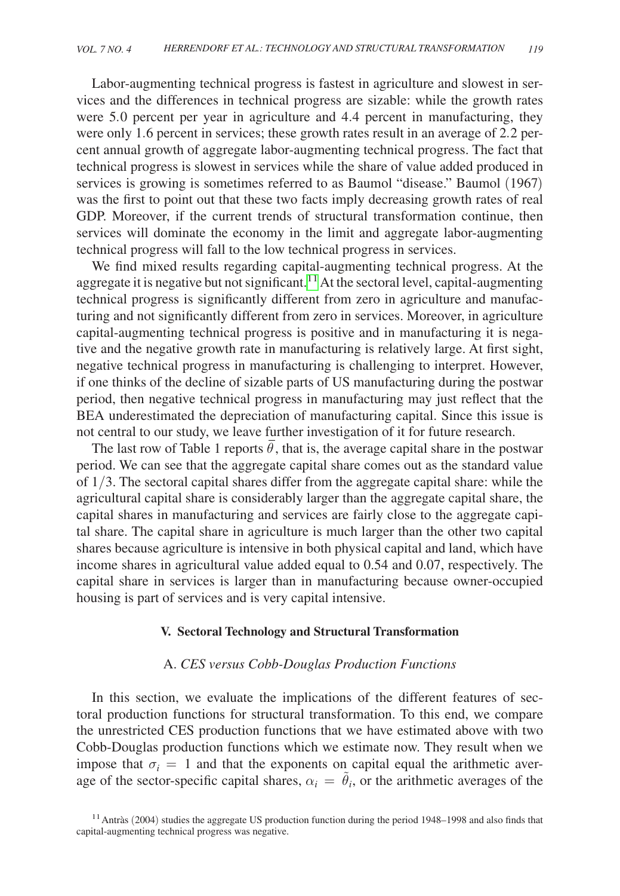Labor-augmenting technical progress is fastest in agriculture and slowest in services and the differences in technical progress are sizable: while the growth rates were 5.0 percent per year in agriculture and 4.4 percent in manufacturing, they were only 1.6 percent in services; these growth rates result in an average of 2.2 percent annual growth of aggregate labor-augmenting technical progress. The fact that technical progress is slowest in services while the share of value added produced in services is growing is sometimes referred to as Baumol "disease." Baumol (1967) was the first to point out that these two facts imply decreasing growth rates of real GDP. Moreover, if the current trends of structural transformation continue, then services will dominate the economy in the limit and aggregate labor-augmenting technical progress will fall to the low technical progress in services.

We find mixed results regarding capital-augmenting technical progress. At the aggregate it is negative but not significant.[11] At the sectoral level, capital-augmenting technical progress is significantly different from zero in agriculture and manufacturing and not significantly different from zero in services. Moreover, in agriculture capital-augmenting technical progress is positive and in manufacturing it is negative and the negative growth rate in manufacturing is relatively large. At first sight, negative technical progress in manufacturing is challenging to interpret. However, if one thinks of the decline of sizable parts of US manufacturing during the postwar period, then negative technical progress in manufacturing may just reflect that the BEA underestimated the depreciation of manufacturing capital. Since this issue is not central to our study, we leave further investigation of it for future research.

The last row of Table 1 reports $\overline{\theta}$, that is, the average capital share in the postwar period. We can see that the aggregate capital share comes out as the standard value of $1/3$. The sectoral capital shares differ from the aggregate capital share: while the agricultural capital share is considerably larger than the aggregate capital share, the capital shares in manufacturing and services are fairly close to the aggregate capital share. The capital share in agriculture is much larger than the other two capital shares because agriculture is intensive in both physical capital and land, which have income shares in agricultural value added equal to 0.54 and 0.07, respectively. The capital share in services is larger than in manufacturing because owner-occupied housing is part of services and is very capital intensive.

## V. Sectoral Technology and Structural Transformation

### A. *CES versus Cobb-Douglas Production Functions*

In this section, we evaluate the implications of the different features of sectoral production functions for structural transformation. To this end, we compare the unrestricted CES production functions that we have estimated above with two Cobb-Douglas production functions which we estimate now. They result when we impose that $\sigma_i = 1$ and that the exponents on capital equal the arithmetic average of the sector-specific capital shares, $\alpha_i = \tilde{\theta}_i$, or the arithmetic averages of the

[11] Antràs (2004) studies the aggregate US production function during the period 1948–1998 and also finds that capital-augmenting technical progress was negative.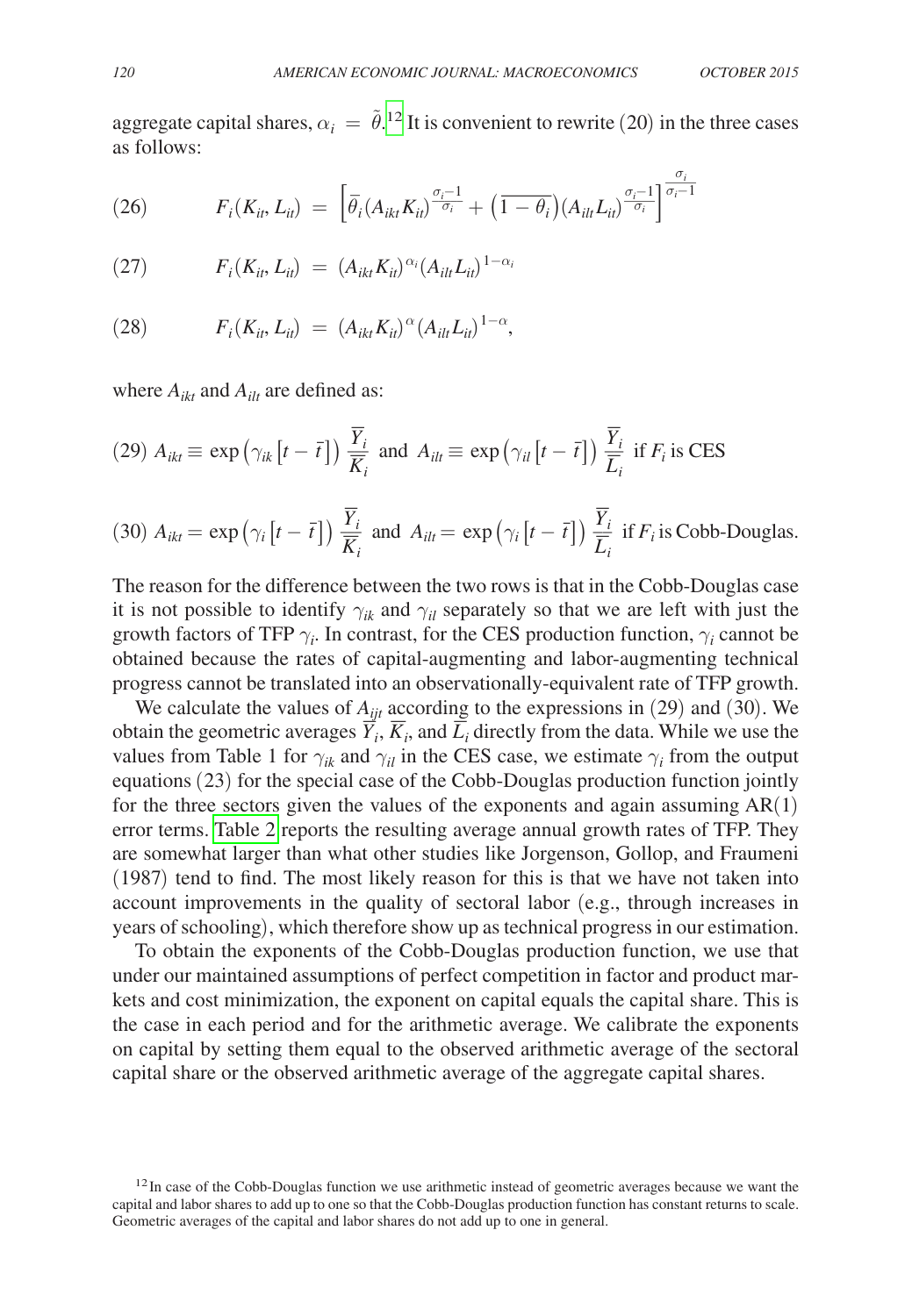aggregate capital shares, $\alpha_i = \tilde{\theta}$.[12] It is convenient to rewrite (20) in the three cases as follows:

$$F_i(K_{it}, L_{it}) = \left[\overline{\theta}_i (A_{ikt} K_{it})^{\frac{\sigma_i - 1}{\sigma_i}} + \left(\overline{1-\theta_i}\right)(A_{ilt} L_{it})^{\frac{\sigma_i - 1}{\sigma_i}}\right]^{\frac{\sigma_i}{\sigma_i - 1}} \tag{26}$$

$$F_i(K_{it}, L_{it}) = (A_{ikt} K_{it})^{\alpha_i} (A_{ilt} L_{it})^{1-\alpha_i} \tag{27}$$

$$F_i(K_{it}, L_{it}) = (A_{ikt} K_{it})^{\alpha} (A_{ilt} L_{it})^{1-\alpha}, \tag{28}$$

where $A_{ikt}$ and $A_{ilt}$ are defined as:

$$A_{ikt} \equiv \exp\left(\gamma_{ik}\left[t - \bar{t}\right]\right) \frac{\overline{Y}_i}{\overline{K}_i} \text{ and } A_{ilt} \equiv \exp\left(\gamma_{il}\left[t - \bar{t}\right]\right) \frac{\overline{Y}_i}{\overline{L}_i} \text{ if } F_i \text{ is CES} \tag{29}$$

$$A_{ikt} = \exp\left(\gamma_{i}\left[t - \bar{t}\right]\right) \frac{\overline{Y}_i}{\overline{K}_i} \text{ and } A_{ilt} = \exp\left(\gamma_{i}\left[t - \bar{t}\right]\right) \frac{\overline{Y}_i}{\overline{L}_i} \text{ if } F_i \text{ is Cobb-Douglas.} \tag{30}$$

The reason for the difference between the two rows is that in the Cobb-Douglas case it is not possible to identify $\gamma_{ik}$ and $\gamma_{il}$ separately so that we are left with just the growth factors of TFP $\gamma_i$. In contrast, for the CES production function, $\gamma_i$ cannot be obtained because the rates of capital-augmenting and labor-augmenting technical progress cannot be translated into an observationally-equivalent rate of TFP growth.

We calculate the values of $A_{ijt}$ according to the expressions in (29) and (30). We obtain the geometric averages $\overline{Y}_i$, $\overline{K}_i$, and $\overline{L}_i$ directly from the data. While we use the values from Table 1 for $\gamma_{ik}$ and $\gamma_{il}$ in the CES case, we estimate $\gamma_i$ from the output equations (23) for the special case of the Cobb-Douglas production function jointly for the three sectors given the values of the exponents and again assuming AR(1) error terms. Table 2 reports the resulting average annual growth rates of TFP. They are somewhat larger than what other studies like Jorgenson, Gollop, and Fraumeni (1987) tend to find. The most likely reason for this is that we have not taken into account improvements in the quality of sectoral labor (e.g., through increases in years of schooling), which therefore show up as technical progress in our estimation.

To obtain the exponents of the Cobb-Douglas production function, we use that under our maintained assumptions of perfect competition in factor and product markets and cost minimization, the exponent on capital equals the capital share. This is the case in each period and for the arithmetic average. We calibrate the exponents on capital by setting them equal to the observed arithmetic average of the sectoral capital share or the observed arithmetic average of the aggregate capital shares.

[12] In case of the Cobb-Douglas function we use arithmetic instead of geometric averages because we want the capital and labor shares to add up to one so that the Cobb-Douglas production function has constant returns to scale. Geometric averages of the capital and labor shares do not add up to one in general.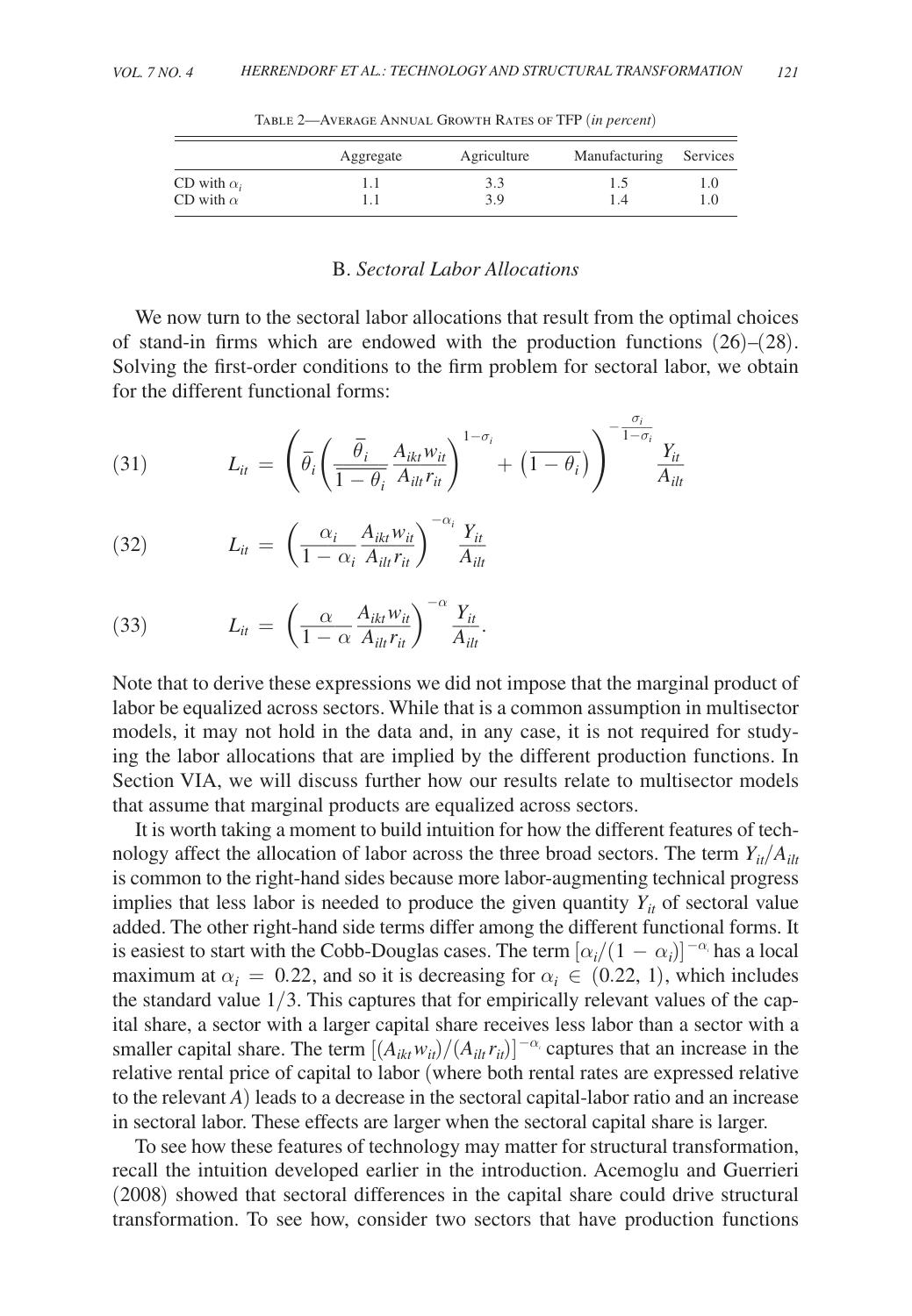Table 2—Average Annual Growth Rates of TFP (*in percent*)

| | Aggregate | Agriculture | Manufacturing | Services |
|---|---|---|---|---|
| CD with $\alpha_i$ | 1.1 | 3.3 | 1.5 | 1.0 |
| CD with $\alpha$ | 1.1 | 3.9 | 1.4 | 1.0 |

## B. *Sectoral Labor Allocations*

We now turn to the sectoral labor allocations that result from the optimal choices of stand-in firms which are endowed with the production functions (26)–(28). Solving the first-order conditions to the firm problem for sectoral labor, we obtain for the different functional forms:

$$L_{it} = \left(\overline{\theta}_i\left(\frac{\overline{\theta}_i}{\overline{1-\theta_i}}\frac{A_{ikt}w_{it}}{A_{ilt}r_{it}}\right)^{1-\sigma_i} + \left(\overline{1-\theta_i}\right)\right)^{-\frac{\sigma_i}{1-\sigma_i}}\frac{Y_{it}}{A_{ilt}} \tag{31}$$

$$L_{it} = \left(\frac{\alpha_i}{1-\alpha_i}\frac{A_{ikt}w_{it}}{A_{ilt}r_{it}}\right)^{-\alpha_i}\frac{Y_{it}}{A_{ilt}} \tag{32}$$

$$L_{it} = \left(\frac{\alpha}{1-\alpha}\frac{A_{ikt}w_{it}}{A_{ilt}r_{it}}\right)^{-\alpha}\frac{Y_{it}}{A_{ilt}}. \tag{33}$$

Note that to derive these expressions we did not impose that the marginal product of labor be equalized across sectors. While that is a common assumption in multisector models, it may not hold in the data and, in any case, it is not required for studying the labor allocations that are implied by the different production functions. In Section VIA, we will discuss further how our results relate to multisector models that assume that marginal products are equalized across sectors.

It is worth taking a moment to build intuition for how the different features of technology affect the allocation of labor across the three broad sectors. The term $Y_{it}/A_{ilt}$ is common to the right-hand sides because more labor-augmenting technical progress implies that less labor is needed to produce the given quantity $Y_{it}$ of sectoral value added. The other right-hand side terms differ among the different functional forms. It is easiest to start with the Cobb-Douglas cases. The term $[\alpha_i/(1-\alpha_i)]^{-\alpha_i}$ has a local maximum at $\alpha_i = 0.22$, and so it is decreasing for $\alpha_i \in (0.22, 1)$, which includes the standard value $1/3$. This captures that for empirically relevant values of the capital share, a sector with a larger capital share receives less labor than a sector with a smaller capital share. The term $[(A_{ikt}w_{it})/(A_{ilt}r_{it})]^{-\alpha_i}$ captures that an increase in the relative rental price of capital to labor (where both rental rates are expressed relative to the relevant $A$) leads to a decrease in the sectoral capital-labor ratio and an increase in sectoral labor. These effects are larger when the sectoral capital share is larger.

To see how these features of technology may matter for structural transformation, recall the intuition developed earlier in the introduction. Acemoglu and Guerrieri (2008) showed that sectoral differences in the capital share could drive structural transformation. To see how, consider two sectors that have production functions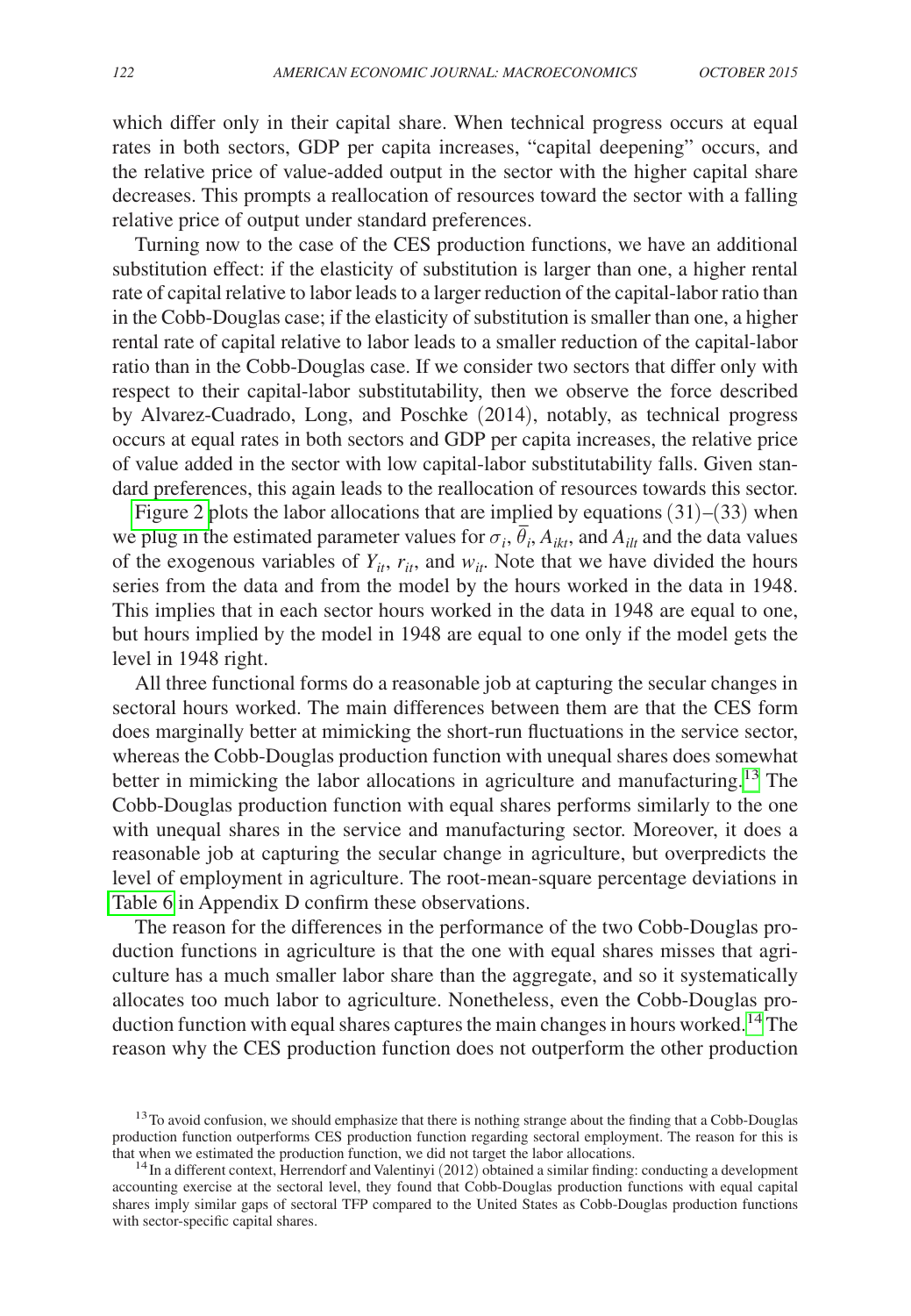which differ only in their capital share. When technical progress occurs at equal rates in both sectors, GDP per capita increases, "capital deepening" occurs, and the relative price of value-added output in the sector with the higher capital share decreases. This prompts a reallocation of resources toward the sector with a falling relative price of output under standard preferences.

Turning now to the case of the CES production functions, we have an additional substitution effect: if the elasticity of substitution is larger than one, a higher rental rate of capital relative to labor leads to a larger reduction of the capital-labor ratio than in the Cobb-Douglas case; if the elasticity of substitution is smaller than one, a higher rental rate of capital relative to labor leads to a smaller reduction of the capital-labor ratio than in the Cobb-Douglas case. If we consider two sectors that differ only with respect to their capital-labor substitutability, then we observe the force described by Alvarez-Cuadrado, Long, and Poschke (2014), notably, as technical progress occurs at equal rates in both sectors and GDP per capita increases, the relative price of value added in the sector with low capital-labor substitutability falls. Given standard preferences, this again leads to the reallocation of resources towards this sector.

Figure 2 plots the labor allocations that are implied by equations (31)–(33) when we plug in the estimated parameter values for $\sigma_i$, $\overline{\theta}_i$, $A_{ikt}$, and $A_{ilt}$ and the data values of the exogenous variables of $Y_{it}$, $r_{it}$, and $w_{it}$. Note that we have divided the hours series from the data and from the model by the hours worked in the data in 1948. This implies that in each sector hours worked in the data in 1948 are equal to one, but hours implied by the model in 1948 are equal to one only if the model gets the level in 1948 right.

All three functional forms do a reasonable job at capturing the secular changes in sectoral hours worked. The main differences between them are that the CES form does marginally better at mimicking the short-run fluctuations in the service sector, whereas the Cobb-Douglas production function with unequal shares does somewhat better in mimicking the labor allocations in agriculture and manufacturing.[13] The Cobb-Douglas production function with equal shares performs similarly to the one with unequal shares in the service and manufacturing sector. Moreover, it does a reasonable job at capturing the secular change in agriculture, but overpredicts the level of employment in agriculture. The root-mean-square percentage deviations in Table 6 in Appendix D confirm these observations.

The reason for the differences in the performance of the two Cobb-Douglas production functions in agriculture is that the one with equal shares misses that agriculture has a much smaller labor share than the aggregate, and so it systematically allocates too much labor to agriculture. Nonetheless, even the Cobb-Douglas production function with equal shares captures the main changes in hours worked.[14] The reason why the CES production function does not outperform the other production

[13] To avoid confusion, we should emphasize that there is nothing strange about the finding that a Cobb-Douglas production function outperforms CES production function regarding sectoral employment. The reason for this is that when we estimated the production function, we did not target the labor allocations.

[14] In a different context, Herrendorf and Valentinyi (2012) obtained a similar finding: conducting a development accounting exercise at the sectoral level, they found that Cobb-Douglas production functions with equal capital shares imply similar gaps of sectoral TFP compared to the United States as Cobb-Douglas production functions with sector-specific capital shares.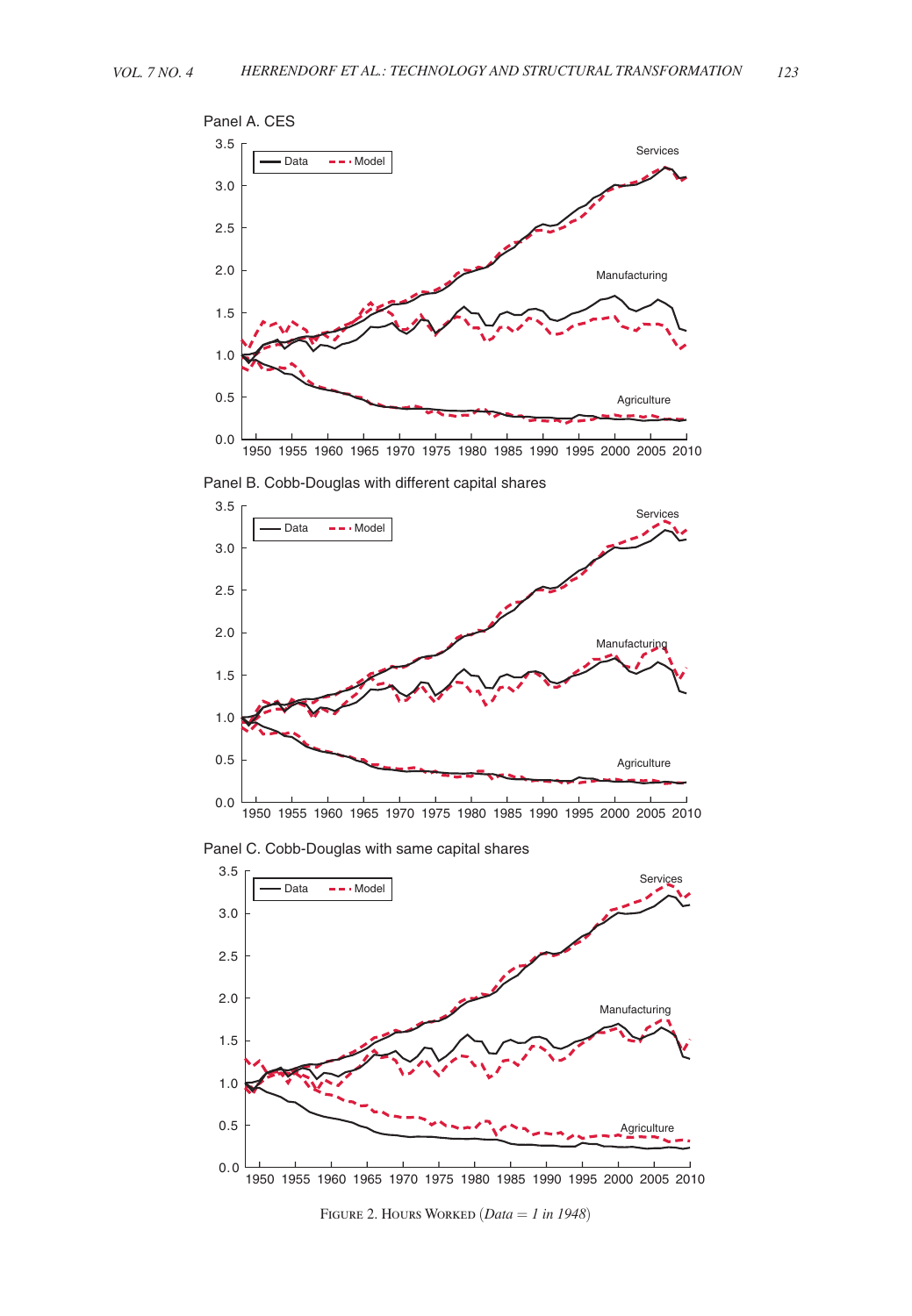Panel A. CES

Panel B. Cobb-Douglas with different capital shares

Panel C. Cobb-Douglas with same capital shares

Figure 2. Hours Worked (*Data* = *1 in 1948*)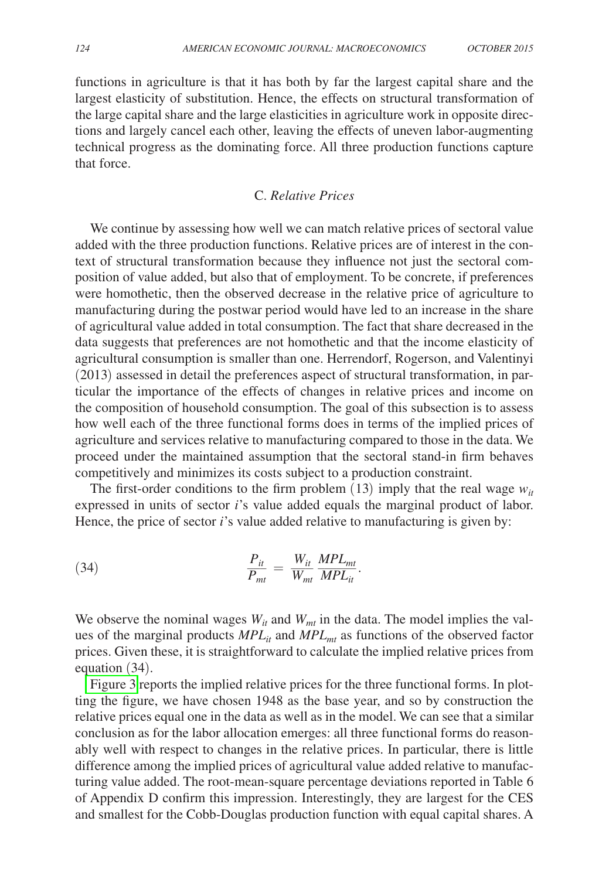functions in agriculture is that it has both by far the largest capital share and the largest elasticity of substitution. Hence, the effects on structural transformation of the large capital share and the large elasticities in agriculture work in opposite directions and largely cancel each other, leaving the effects of uneven labor-augmenting technical progress as the dominating force. All three production functions capture that force.

### C. *Relative Prices*

We continue by assessing how well we can match relative prices of sectoral value added with the three production functions. Relative prices are of interest in the context of structural transformation because they influence not just the sectoral composition of value added, but also that of employment. To be concrete, if preferences were homothetic, then the observed decrease in the relative price of agriculture to manufacturing during the postwar period would have led to an increase in the share of agricultural value added in total consumption. The fact that share decreased in the data suggests that preferences are not homothetic and that the income elasticity of agricultural consumption is smaller than one. Herrendorf, Rogerson, and Valentinyi (2013) assessed in detail the preferences aspect of structural transformation, in particular the importance of the effects of changes in relative prices and income on the composition of household consumption. The goal of this subsection is to assess how well each of the three functional forms does in terms of the implied prices of agriculture and services relative to manufacturing compared to those in the data. We proceed under the maintained assumption that the sectoral stand-in firm behaves competitively and minimizes its costs subject to a production constraint.

The first-order conditions to the firm problem (13) imply that the real wage $w_{it}$ expressed in units of sector $i$'s value added equals the marginal product of labor. Hence, the price of sector $i$'s value added relative to manufacturing is given by:

$$\frac{P_{it}}{P_{mt}} = \frac{W_{it}}{W_{mt}} \frac{MPL_{mt}}{MPL_{it}}. \tag{34}$$

We observe the nominal wages $W_{it}$ and $W_{mt}$ in the data. The model implies the values of the marginal products $MPL_{it}$ and $MPL_{mt}$ as functions of the observed factor prices. Given these, it is straightforward to calculate the implied relative prices from equation (34).

Figure 3 reports the implied relative prices for the three functional forms. In plotting the figure, we have chosen 1948 as the base year, and so by construction the relative prices equal one in the data as well as in the model. We can see that a similar conclusion as for the labor allocation emerges: all three functional forms do reasonably well with respect to changes in the relative prices. In particular, there is little difference among the implied prices of agricultural value added relative to manufacturing value added. The root-mean-square percentage deviations reported in Table 6 of Appendix D confirm this impression. Interestingly, they are largest for the CES and smallest for the Cobb-Douglas production function with equal capital shares. A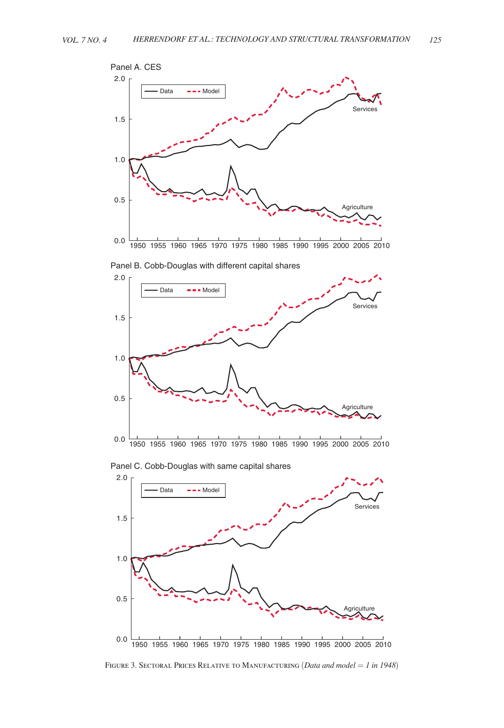Panel A. CES

Panel B. Cobb-Douglas with different capital shares

Panel C. Cobb-Douglas with same capital shares

Figure 3. Sectoral Prices Relative to Manufacturing (*Data and model = 1 in 1948*)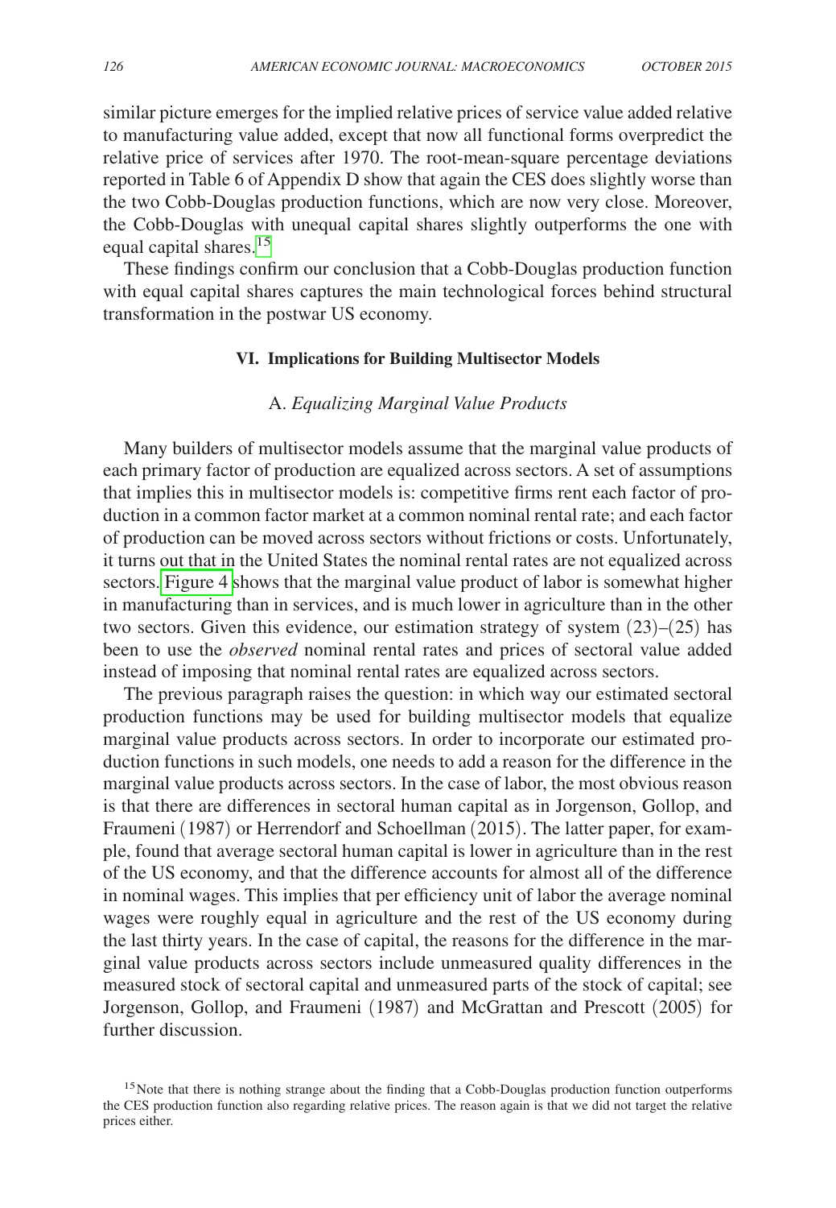similar picture emerges for the implied relative prices of service value added relative to manufacturing value added, except that now all functional forms overpredict the relative price of services after 1970. The root-mean-square percentage deviations reported in Table 6 of Appendix D show that again the CES does slightly worse than the two Cobb-Douglas production functions, which are now very close. Moreover, the Cobb-Douglas with unequal capital shares slightly outperforms the one with equal capital shares.[15]

These findings confirm our conclusion that a Cobb-Douglas production function with equal capital shares captures the main technological forces behind structural transformation in the postwar US economy.

## VI. Implications for Building Multisector Models

### A. *Equalizing Marginal Value Products*

Many builders of multisector models assume that the marginal value products of each primary factor of production are equalized across sectors. A set of assumptions that implies this in multisector models is: competitive firms rent each factor of production in a common factor market at a common nominal rental rate; and each factor of production can be moved across sectors without frictions or costs. Unfortunately, it turns out that in the United States the nominal rental rates are not equalized across sectors. Figure 4 shows that the marginal value product of labor is somewhat higher in manufacturing than in services, and is much lower in agriculture than in the other two sectors. Given this evidence, our estimation strategy of system (23)–(25) has been to use the *observed* nominal rental rates and prices of sectoral value added instead of imposing that nominal rental rates are equalized across sectors.

The previous paragraph raises the question: in which way our estimated sectoral production functions may be used for building multisector models that equalize marginal value products across sectors. In order to incorporate our estimated production functions in such models, one needs to add a reason for the difference in the marginal value products across sectors. In the case of labor, the most obvious reason is that there are differences in sectoral human capital as in Jorgenson, Gollop, and Fraumeni (1987) or Herrendorf and Schoellman (2015). The latter paper, for example, found that average sectoral human capital is lower in agriculture than in the rest of the US economy, and that the difference accounts for almost all of the difference in nominal wages. This implies that per efficiency unit of labor the average nominal wages were roughly equal in agriculture and the rest of the US economy during the last thirty years. In the case of capital, the reasons for the difference in the marginal value products across sectors include unmeasured quality differences in the measured stock of sectoral capital and unmeasured parts of the stock of capital; see Jorgenson, Gollop, and Fraumeni (1987) and McGrattan and Prescott (2005) for further discussion.

[15] Note that there is nothing strange about the finding that a Cobb-Douglas production function outperforms the CES production function also regarding relative prices. The reason again is that we did not target the relative prices either.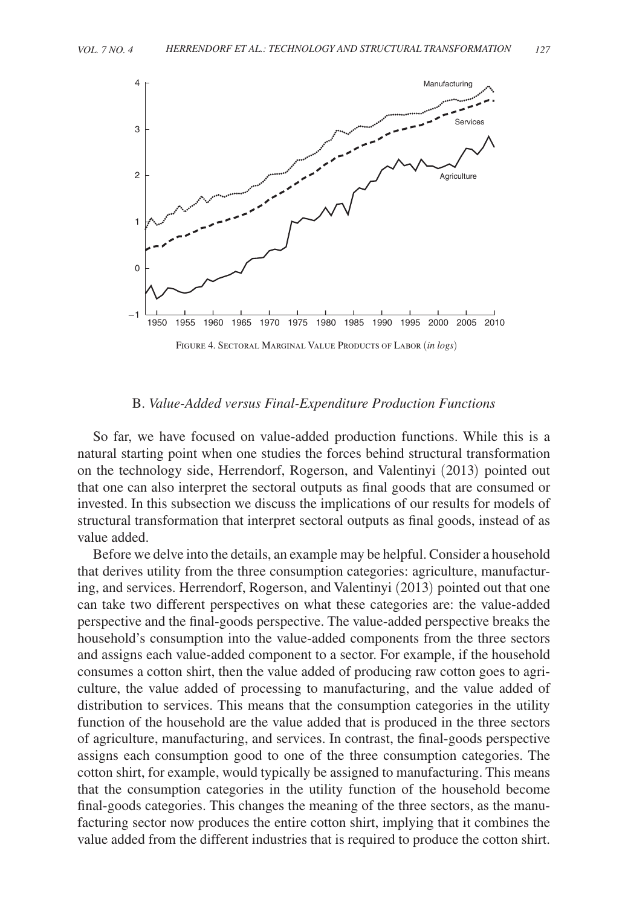Figure 4. Sectoral Marginal Value Products of Labor (*in logs*)

### B. *Value-Added versus Final-Expenditure Production Functions*

So far, we have focused on value-added production functions. While this is a natural starting point when one studies the forces behind structural transformation on the technology side, Herrendorf, Rogerson, and Valentinyi (2013) pointed out that one can also interpret the sectoral outputs as final goods that are consumed or invested. In this subsection we discuss the implications of our results for models of structural transformation that interpret sectoral outputs as final goods, instead of as value added.

Before we delve into the details, an example may be helpful. Consider a household that derives utility from the three consumption categories: agriculture, manufacturing, and services. Herrendorf, Rogerson, and Valentinyi (2013) pointed out that one can take two different perspectives on what these categories are: the value-added perspective and the final-goods perspective. The value-added perspective breaks the household's consumption into the value-added components from the three sectors and assigns each value-added component to a sector. For example, if the household consumes a cotton shirt, then the value added of producing raw cotton goes to agriculture, the value added of processing to manufacturing, and the value added of distribution to services. This means that the consumption categories in the utility function of the household are the value added that is produced in the three sectors of agriculture, manufacturing, and services. In contrast, the final-goods perspective assigns each consumption good to one of the three consumption categories. The cotton shirt, for example, would typically be assigned to manufacturing. This means that the consumption categories in the utility function of the household become final-goods categories. This changes the meaning of the three sectors, as the manufacturing sector now produces the entire cotton shirt, implying that it combines the value added from the different industries that is required to produce the cotton shirt.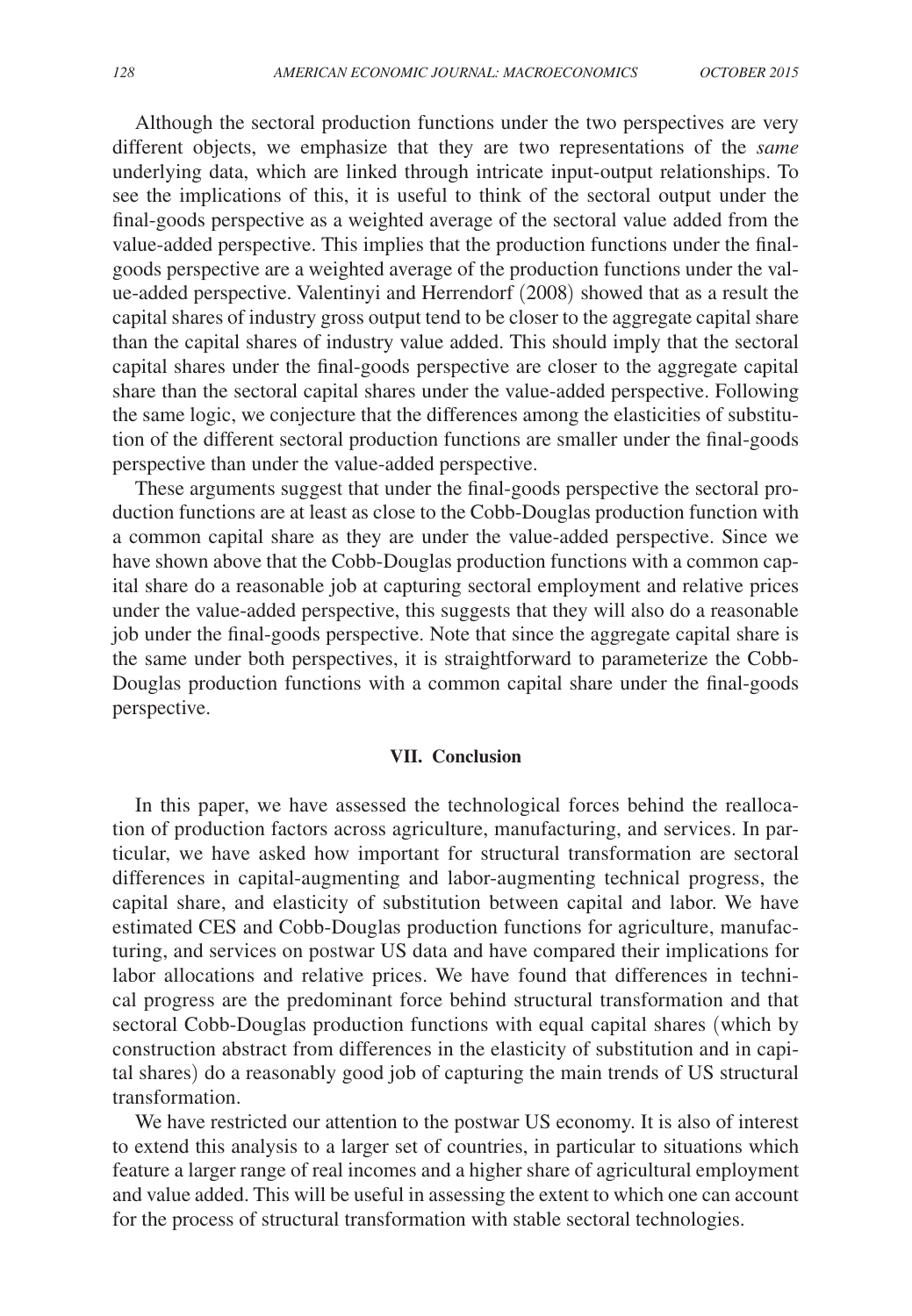Although the sectoral production functions under the two perspectives are very different objects, we emphasize that they are two representations of the *same* underlying data, which are linked through intricate input-output relationships. To see the implications of this, it is useful to think of the sectoral output under the final-goods perspective as a weighted average of the sectoral value added from the value-added perspective. This implies that the production functions under the final-goods perspective are a weighted average of the production functions under the value-added perspective. Valentinyi and Herrendorf (2008) showed that as a result the capital shares of industry gross output tend to be closer to the aggregate capital share than the capital shares of industry value added. This should imply that the sectoral capital shares under the final-goods perspective are closer to the aggregate capital share than the sectoral capital shares under the value-added perspective. Following the same logic, we conjecture that the differences among the elasticities of substitution of the different sectoral production functions are smaller under the final-goods perspective than under the value-added perspective.

These arguments suggest that under the final-goods perspective the sectoral production functions are at least as close to the Cobb-Douglas production function with a common capital share as they are under the value-added perspective. Since we have shown above that the Cobb-Douglas production functions with a common capital share do a reasonable job at capturing sectoral employment and relative prices under the value-added perspective, this suggests that they will also do a reasonable job under the final-goods perspective. Note that since the aggregate capital share is the same under both perspectives, it is straightforward to parameterize the Cobb-Douglas production functions with a common capital share under the final-goods perspective.

## VII. Conclusion

In this paper, we have assessed the technological forces behind the reallocation of production factors across agriculture, manufacturing, and services. In particular, we have asked how important for structural transformation are sectoral differences in capital-augmenting and labor-augmenting technical progress, the capital share, and elasticity of substitution between capital and labor. We have estimated CES and Cobb-Douglas production functions for agriculture, manufacturing, and services on postwar US data and have compared their implications for labor allocations and relative prices. We have found that differences in technical progress are the predominant force behind structural transformation and that sectoral Cobb-Douglas production functions with equal capital shares (which by construction abstract from differences in the elasticity of substitution and in capital shares) do a reasonably good job of capturing the main trends of US structural transformation.

We have restricted our attention to the postwar US economy. It is also of interest to extend this analysis to a larger set of countries, in particular to situations which feature a larger range of real incomes and a higher share of agricultural employment and value added. This will be useful in assessing the extent to which one can account for the process of structural transformation with stable sectoral technologies.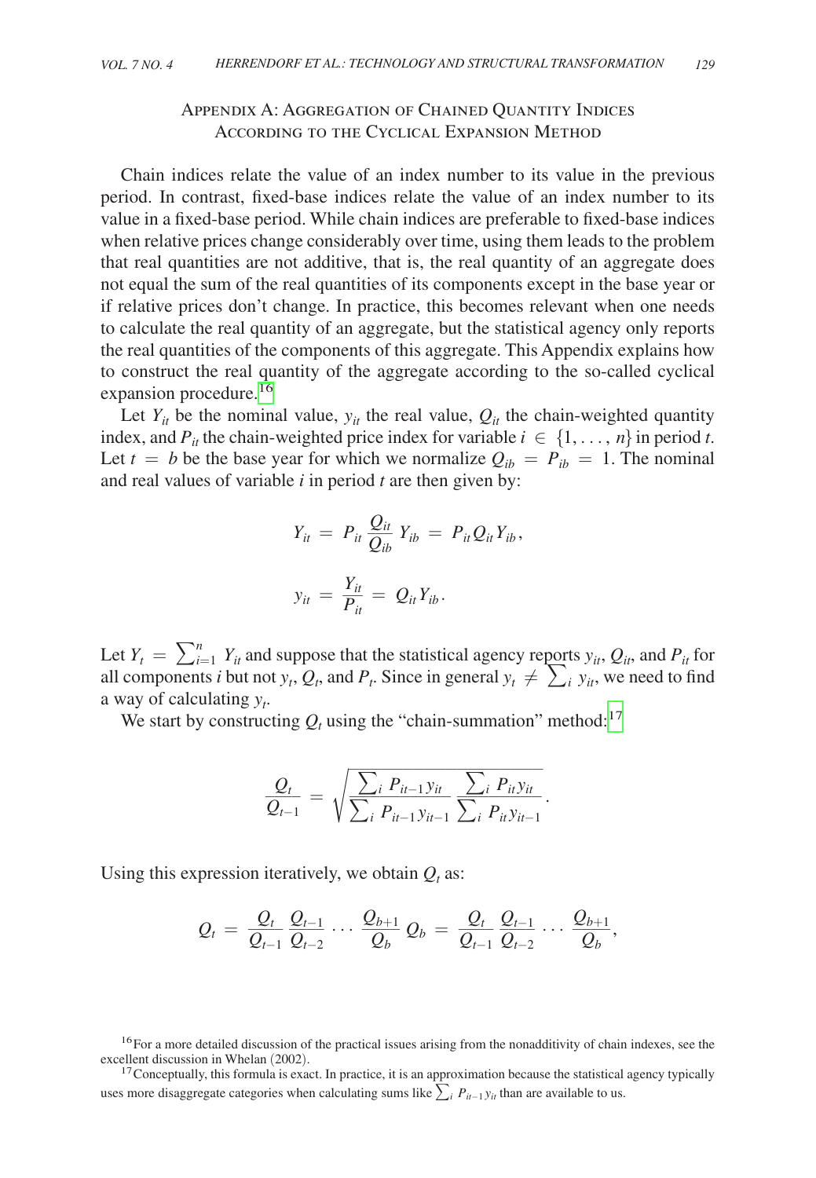## Appendix A: Aggregation of Chained Quantity Indices According to the Cyclical Expansion Method

Chain indices relate the value of an index number to its value in the previous period. In contrast, fixed-base indices relate the value of an index number to its value in a fixed-base period. While chain indices are preferable to fixed-base indices when relative prices change considerably over time, using them leads to the problem that real quantities are not additive, that is, the real quantity of an aggregate does not equal the sum of the real quantities of its components except in the base year or if relative prices don't change. In practice, this becomes relevant when one needs to calculate the real quantity of an aggregate, but the statistical agency only reports the real quantities of the components of this aggregate. This Appendix explains how to construct the real quantity of the aggregate according to the so-called cyclical expansion procedure.[16]

Let $Y_{it}$ be the nominal value, $y_{it}$ the real value, $Q_{it}$ the chain-weighted quantity index, and $P_{it}$ the chain-weighted price index for variable $i \in \{1, \ldots, n\}$ in period $t$. Let $t = b$ be the base year for which we normalize $Q_{ib} = P_{ib} = 1$. The nominal and real values of variable $i$ in period $t$ are then given by:

$$Y_{it} = P_{it} \frac{Q_{it}}{Q_{ib}} Y_{ib} = P_{it} Q_{it} Y_{ib},$$

$$y_{it} = \frac{Y_{it}}{P_{it}} = Q_{it} Y_{ib}.$$

Let $Y_t = \sum_{i=1}^{n} Y_{it}$ and suppose that the statistical agency reports $y_{it}$, $Q_{it}$, and $P_{it}$ for all components $i$ but not $y_t$, $Q_t$, and $P_t$. Since in general $y_t \neq \sum_i y_{it}$, we need to find a way of calculating $y_t$.

We start by constructing $Q_t$ using the "chain-summation" method:[17]

$$\frac{Q_t}{Q_{t-1}} = \sqrt{\frac{\sum_i P_{it-1} y_{it}}{\sum_i P_{it-1} y_{it-1}} \frac{\sum_i P_{it} y_{it}}{\sum_i P_{it} y_{it-1}}}.$$

Using this expression iteratively, we obtain $Q_t$ as:

$$Q_t = \frac{Q_t}{Q_{t-1}} \frac{Q_{t-1}}{Q_{t-2}} \cdots \frac{Q_{b+1}}{Q_b} Q_b = \frac{Q_t}{Q_{t-1}} \frac{Q_{t-1}}{Q_{t-2}} \cdots \frac{Q_{b+1}}{Q_b},$$

[16] For a more detailed discussion of the practical issues arising from the nonadditivity of chain indexes, see the excellent discussion in Whelan (2002).

[17] Conceptually, this formula is exact. In practice, it is an approximation because the statistical agency typically uses more disaggregate categories when calculating sums like $\sum_i P_{it-1} y_{it}$ than are available to us.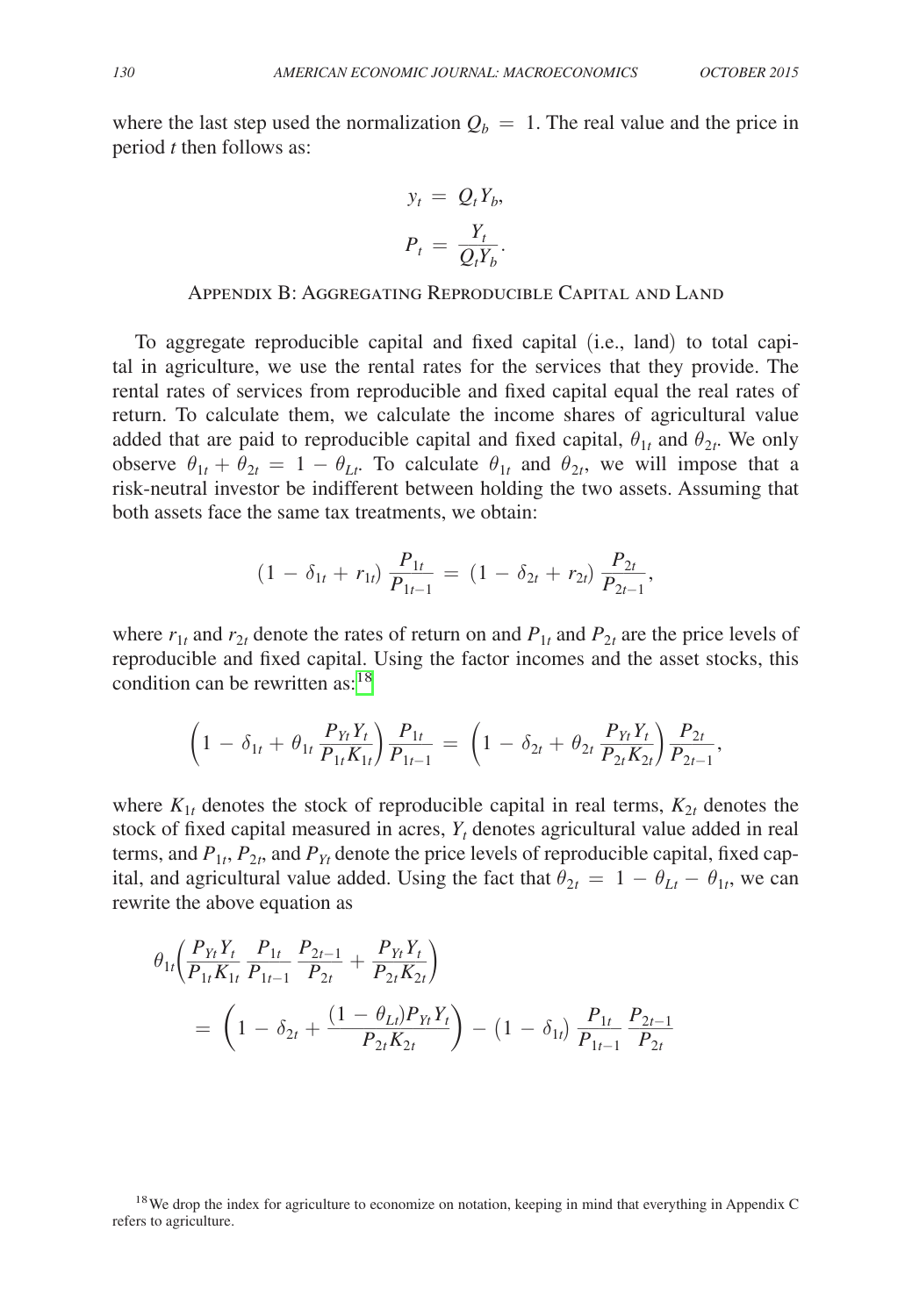where the last step used the normalization $Q_b = 1$. The real value and the price in period $t$ then follows as:

$$y_t = Q_t Y_b,$$

$$P_t = \frac{Y_t}{Q_t Y_b}.$$

## Appendix B: Aggregating Reproducible Capital and Land

To aggregate reproducible capital and fixed capital (i.e., land) to total capital in agriculture, we use the rental rates for the services that they provide. The rental rates of services from reproducible and fixed capital equal the real rates of return. To calculate them, we calculate the income shares of agricultural value added that are paid to reproducible capital and fixed capital, $\theta_{1t}$ and $\theta_{2t}$. We only observe $\theta_{1t} + \theta_{2t} = 1 - \theta_{Lt}$. To calculate $\theta_{1t}$ and $\theta_{2t}$, we will impose that a risk-neutral investor be indifferent between holding the two assets. Assuming that both assets face the same tax treatments, we obtain:

$$(1 - \delta_{1t} + r_{1t}) \frac{P_{1t}}{P_{1t-1}} = (1 - \delta_{2t} + r_{2t}) \frac{P_{2t}}{P_{2t-1}},$$

where $r_{1t}$ and $r_{2t}$ denote the rates of return on and $P_{1t}$ and $P_{2t}$ are the price levels of reproducible and fixed capital. Using the factor incomes and the asset stocks, this condition can be rewritten as:[18]

$$\left(1 - \delta_{1t} + \theta_{1t} \frac{P_{Yt} Y_t}{P_{1t} K_{1t}}\right) \frac{P_{1t}}{P_{1t-1}} = \left(1 - \delta_{2t} + \theta_{2t} \frac{P_{Yt} Y_t}{P_{2t} K_{2t}}\right) \frac{P_{2t}}{P_{2t-1}},$$

where $K_{1t}$ denotes the stock of reproducible capital in real terms, $K_{2t}$ denotes the stock of fixed capital measured in acres, $Y_t$ denotes agricultural value added in real terms, and $P_{1t}$, $P_{2t}$, and $P_{Yt}$ denote the price levels of reproducible capital, fixed capital, and agricultural value added. Using the fact that $\theta_{2t} = 1 - \theta_{Lt} - \theta_{1t}$, we can rewrite the above equation as

$$\theta_{1t}\left(\frac{P_{Yt} Y_t}{P_{1t} K_{1t}} \frac{P_{1t}}{P_{1t-1}} \frac{P_{2t-1}}{P_{2t}} + \frac{P_{Yt} Y_t}{P_{2t} K_{2t}}\right)$$
$$= \left(1 - \delta_{2t} + \frac{(1 - \theta_{Lt}) P_{Yt} Y_t}{P_{2t} K_{2t}}\right) - (1 - \delta_{1t}) \frac{P_{1t}}{P_{1t-1}} \frac{P_{2t-1}}{P_{2t}}$$

[18] We drop the index for agriculture to economize on notation, keeping in mind that everything in Appendix C refers to agriculture.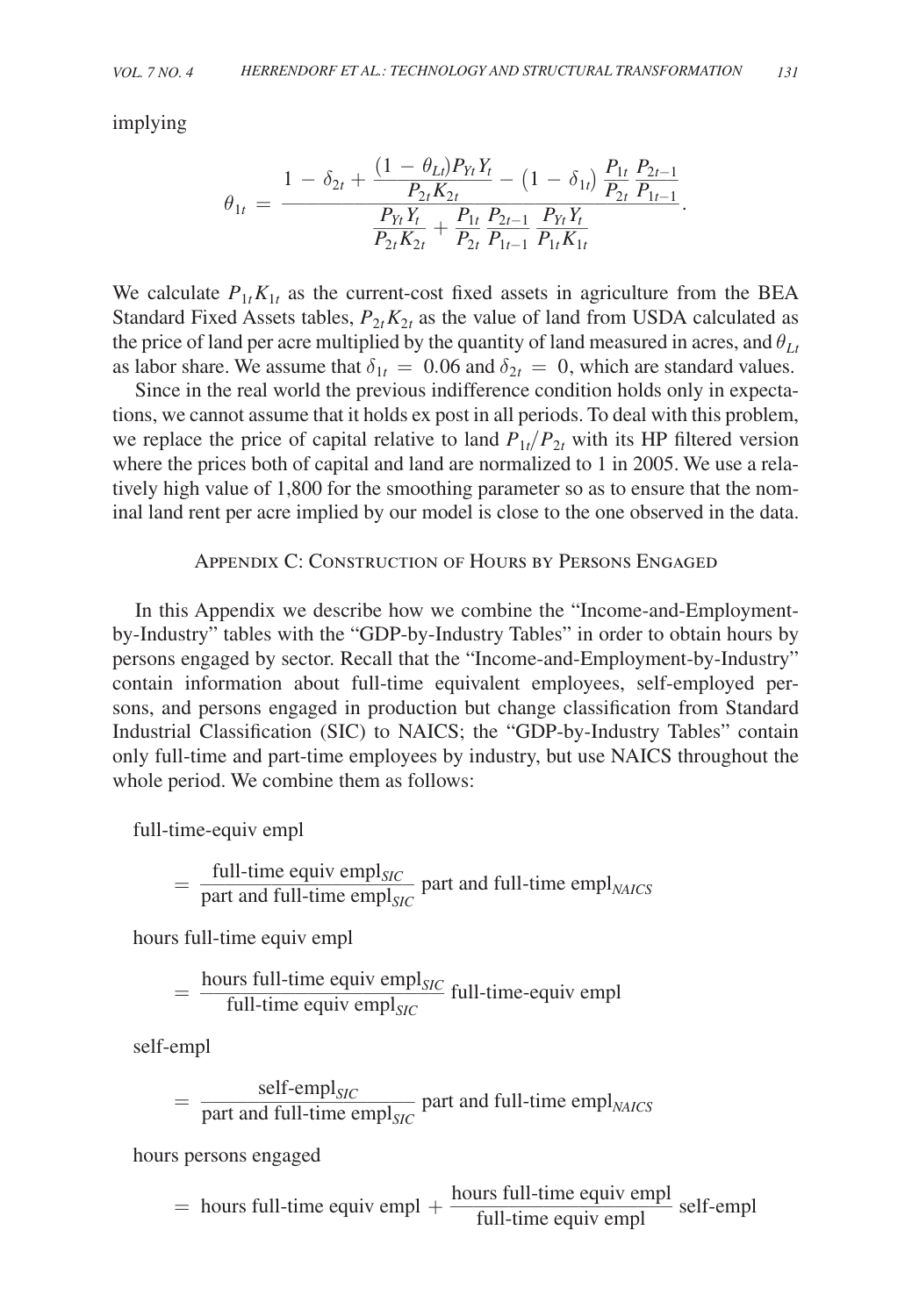implying

$$\theta_{1t} = \frac{1 - \delta_{2t} + \dfrac{(1-\theta_{Lt})P_{Yt}Y_t}{P_{2t}K_{2t}} - (1-\delta_{1t})\dfrac{P_{1t}}{P_{2t}}\dfrac{P_{2t-1}}{P_{1t-1}}}{\dfrac{P_{Yt}Y_t}{P_{2t}K_{2t}} + \dfrac{P_{1t}}{P_{2t}}\dfrac{P_{2t-1}}{P_{1t-1}}\dfrac{P_{Yt}Y_t}{P_{1t}K_{1t}}}.$$

We calculate $P_{1t}K_{1t}$ as the current-cost fixed assets in agriculture from the BEA Standard Fixed Assets tables, $P_{2t}K_{2t}$ as the value of land from USDA calculated as the price of land per acre multiplied by the quantity of land measured in acres, and $\theta_{Lt}$ as labor share. We assume that $\delta_{1t} = 0.06$ and $\delta_{2t} = 0$, which are standard values.

Since in the real world the previous indifference condition holds only in expectations, we cannot assume that it holds ex post in all periods. To deal with this problem, we replace the price of capital relative to land $P_{1t}/P_{2t}$ with its HP filtered version where the prices both of capital and land are normalized to 1 in 2005. We use a relatively high value of 1,800 for the smoothing parameter so as to ensure that the nominal land rent per acre implied by our model is close to the one observed in the data.

## Appendix C: Construction of Hours by Persons Engaged

In this Appendix we describe how we combine the "Income-and-Employment-by-Industry" tables with the "GDP-by-Industry Tables" in order to obtain hours by persons engaged by sector. Recall that the "Income-and-Employment-by-Industry" contain information about full-time equivalent employees, self-employed persons, and persons engaged in production but change classification from Standard Industrial Classification (SIC) to NAICS; the "GDP-by-Industry Tables" contain only full-time and part-time employees by industry, but use NAICS throughout the whole period. We combine them as follows:

$$\text{full-time-equiv empl} = \frac{\text{full-time equiv empl}_{SIC}}{\text{part and full-time empl}_{SIC}} \text{ part and full-time empl}_{NAICS}$$

$$\text{hours full-time equiv empl} = \frac{\text{hours full-time equiv empl}_{SIC}}{\text{full-time equiv empl}_{SIC}} \text{ full-time-equiv empl}$$

$$\text{self-empl} = \frac{\text{self-empl}_{SIC}}{\text{part and full-time empl}_{SIC}} \text{ part and full-time empl}_{NAICS}$$

$$\text{hours persons engaged} = \text{hours full-time equiv empl} + \frac{\text{hours full-time equiv empl}}{\text{full-time equiv empl}} \text{ self-empl}$$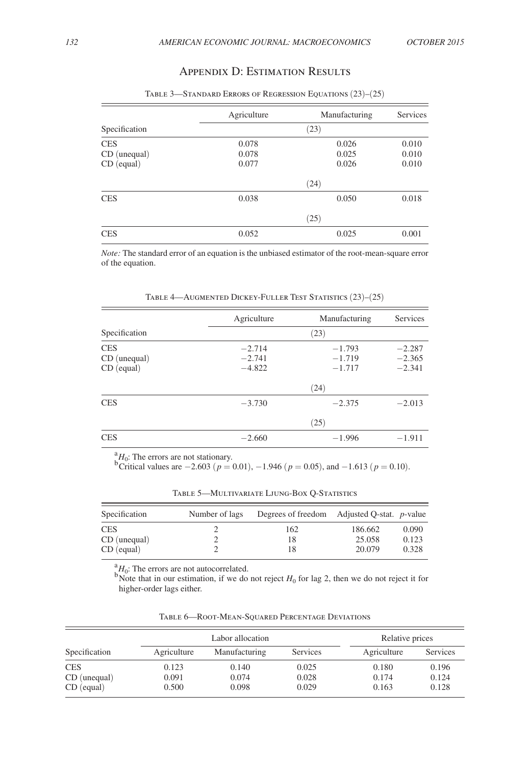## Appendix D: Estimation Results

Table 3—Standard Errors of Regression Equations (23)–(25)

| Specification | Agriculture | Manufacturing | Services |
|---|---|---|---|
| | | (23) | |
| CES | 0.078 | 0.026 | 0.010 |
| CD (unequal) | 0.078 | 0.025 | 0.010 |
| CD (equal) | 0.077 | 0.026 | 0.010 |
| | | (24) | |
| CES | 0.038 | 0.050 | 0.018 |
| | | (25) | |
| CES | 0.052 | 0.025 | 0.001 |

*Note:* The standard error of an equation is the unbiased estimator of the root-mean-square error of the equation.

Table 4—Augmented Dickey-Fuller Test Statistics (23)–(25)

| Specification | Agriculture | Manufacturing | Services |
|---|---|---|---|
| | | (23) | |
| CES | −2.714 | −1.793 | −2.287 |
| CD (unequal) | −2.741 | −1.719 | −2.365 |
| CD (equal) | −4.822 | −1.717 | −2.341 |
| | | (24) | |
| CES | −3.730 | −2.375 | −2.013 |
| | | (25) | |
| CES | −2.660 | −1.996 | −1.911 |

[a] $H_0$: The errors are not stationary.
[b] Critical values are −2.603 ($p = 0.01$), −1.946 ($p = 0.05$), and −1.613 ($p = 0.10$).

Table 5—Multivariate Ljung-Box Q-Statistics

| Specification | Number of lags | Degrees of freedom | Adjusted Q-stat. | *p*-value |
|---|---|---|---|---|
| CES | 2 | 162 | 186.662 | 0.090 |
| CD (unequal) | 2 | 18 | 25.058 | 0.123 |
| CD (equal) | 2 | 18 | 20.079 | 0.328 |

[a] $H_0$: The errors are not autocorrelated.
[b] Note that in our estimation, if we do not reject $H_0$ for lag 2, then we do not reject it for higher-order lags either.

Table 6—Root-Mean-Squared Percentage Deviations

| Specification | Labor allocation | | | Relative prices | |
|---|---|---|---|---|---|
| | Agriculture | Manufacturing | Services | Agriculture | Services |
| CES | 0.123 | 0.140 | 0.025 | 0.180 | 0.196 |
| CD (unequal) | 0.091 | 0.074 | 0.028 | 0.174 | 0.124 |
| CD (equal) | 0.500 | 0.098 | 0.029 | 0.163 | 0.128 |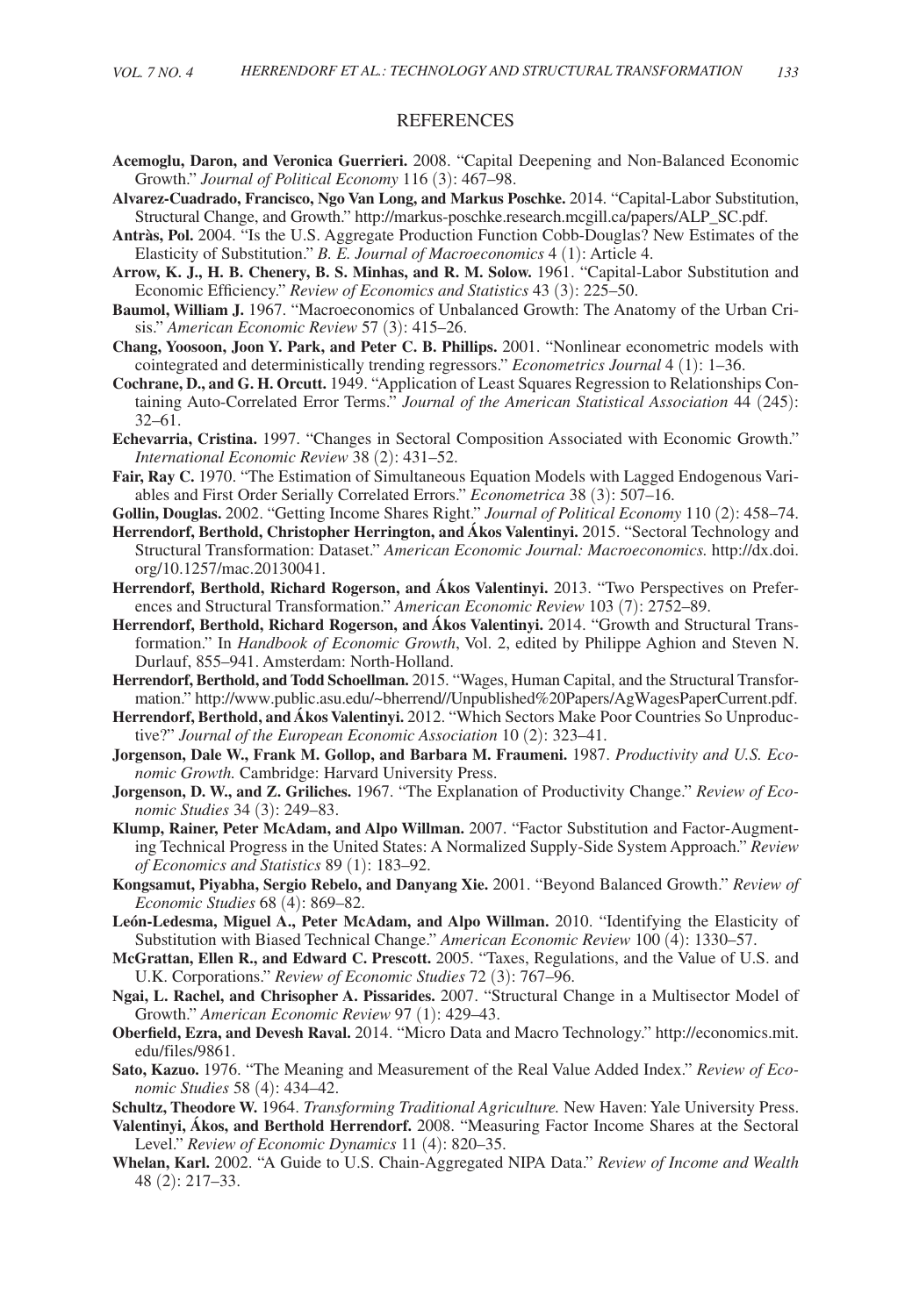## REFERENCES

**Acemoglu, Daron, and Veronica Guerrieri.** 2008. "Capital Deepening and Non-Balanced Economic Growth." *Journal of Political Economy* 116 (3): 467–98.

**Alvarez-Cuadrado, Francisco, Ngo Van Long, and Markus Poschke.** 2014. "Capital-Labor Substitution, Structural Change, and Growth." http://markus-poschke.research.mcgill.ca/papers/ALP_SC.pdf.

**Antràs, Pol.** 2004. "Is the U.S. Aggregate Production Function Cobb-Douglas? New Estimates of the Elasticity of Substitution." *B. E. Journal of Macroeconomics* 4 (1): Article 4.

**Arrow, K. J., H. B. Chenery, B. S. Minhas, and R. M. Solow.** 1961. "Capital-Labor Substitution and Economic Efficiency." *Review of Economics and Statistics* 43 (3): 225–50.

**Baumol, William J.** 1967. "Macroeconomics of Unbalanced Growth: The Anatomy of the Urban Crisis." *American Economic Review* 57 (3): 415–26.

**Chang, Yoosoon, Joon Y. Park, and Peter C. B. Phillips.** 2001. "Nonlinear econometric models with cointegrated and deterministically trending regressors." *Econometrics Journal* 4 (1): 1–36.

**Cochrane, D., and G. H. Orcutt.** 1949. "Application of Least Squares Regression to Relationships Containing Auto-Correlated Error Terms." *Journal of the American Statistical Association* 44 (245): 32–61.

**Echevarria, Cristina.** 1997. "Changes in Sectoral Composition Associated with Economic Growth." *International Economic Review* 38 (2): 431–52.

**Fair, Ray C.** 1970. "The Estimation of Simultaneous Equation Models with Lagged Endogenous Variables and First Order Serially Correlated Errors." *Econometrica* 38 (3): 507–16.

**Gollin, Douglas.** 2002. "Getting Income Shares Right." *Journal of Political Economy* 110 (2): 458–74.

**Herrendorf, Berthold, Christopher Herrington, and Ákos Valentinyi.** 2015. "Sectoral Technology and Structural Transformation: Dataset." *American Economic Journal: Macroeconomics.* http://dx.doi.org/10.1257/mac.20130041.

**Herrendorf, Berthold, Richard Rogerson, and Ákos Valentinyi.** 2013. "Two Perspectives on Preferences and Structural Transformation." *American Economic Review* 103 (7): 2752–89.

**Herrendorf, Berthold, Richard Rogerson, and Ákos Valentinyi.** 2014. "Growth and Structural Transformation." In *Handbook of Economic Growth*, Vol. 2, edited by Philippe Aghion and Steven N. Durlauf, 855–941. Amsterdam: North-Holland.

**Herrendorf, Berthold, and Todd Schoellman.** 2015. "Wages, Human Capital, and the Structural Transformation." http://www.public.asu.edu/~bherrend//Unpublished%20Papers/AgWagesPaperCurrent.pdf.

**Herrendorf, Berthold, and Ákos Valentinyi.** 2012. "Which Sectors Make Poor Countries So Unproductive?" *Journal of the European Economic Association* 10 (2): 323–41.

**Jorgenson, Dale W., Frank M. Gollop, and Barbara M. Fraumeni.** 1987. *Productivity and U.S. Economic Growth.* Cambridge: Harvard University Press.

**Jorgenson, D. W., and Z. Griliches.** 1967. "The Explanation of Productivity Change." *Review of Economic Studies* 34 (3): 249–83.

**Klump, Rainer, Peter McAdam, and Alpo Willman.** 2007. "Factor Substitution and Factor-Augmenting Technical Progress in the United States: A Normalized Supply-Side System Approach." *Review of Economics and Statistics* 89 (1): 183–92.

**Kongsamut, Piyabha, Sergio Rebelo, and Danyang Xie.** 2001. "Beyond Balanced Growth." *Review of Economic Studies* 68 (4): 869–82.

**León-Ledesma, Miguel A., Peter McAdam, and Alpo Willman.** 2010. "Identifying the Elasticity of Substitution with Biased Technical Change." *American Economic Review* 100 (4): 1330–57.

**McGrattan, Ellen R., and Edward C. Prescott.** 2005. "Taxes, Regulations, and the Value of U.S. and U.K. Corporations." *Review of Economic Studies* 72 (3): 767–96.

**Ngai, L. Rachel, and Chrisopher A. Pissarides.** 2007. "Structural Change in a Multisector Model of Growth." *American Economic Review* 97 (1): 429–43.

**Oberfield, Ezra, and Devesh Raval.** 2014. "Micro Data and Macro Technology." http://economics.mit.edu/files/9861.

**Sato, Kazuo.** 1976. "The Meaning and Measurement of the Real Value Added Index." *Review of Economic Studies* 58 (4): 434–42.

**Schultz, Theodore W.** 1964. *Transforming Traditional Agriculture.* New Haven: Yale University Press.

**Valentinyi, Ákos, and Berthold Herrendorf.** 2008. "Measuring Factor Income Shares at the Sectoral Level." *Review of Economic Dynamics* 11 (4): 820–35.

**Whelan, Karl.** 2002. "A Guide to U.S. Chain-Aggregated NIPA Data." *Review of Income and Wealth* 48 (2): 217–33.